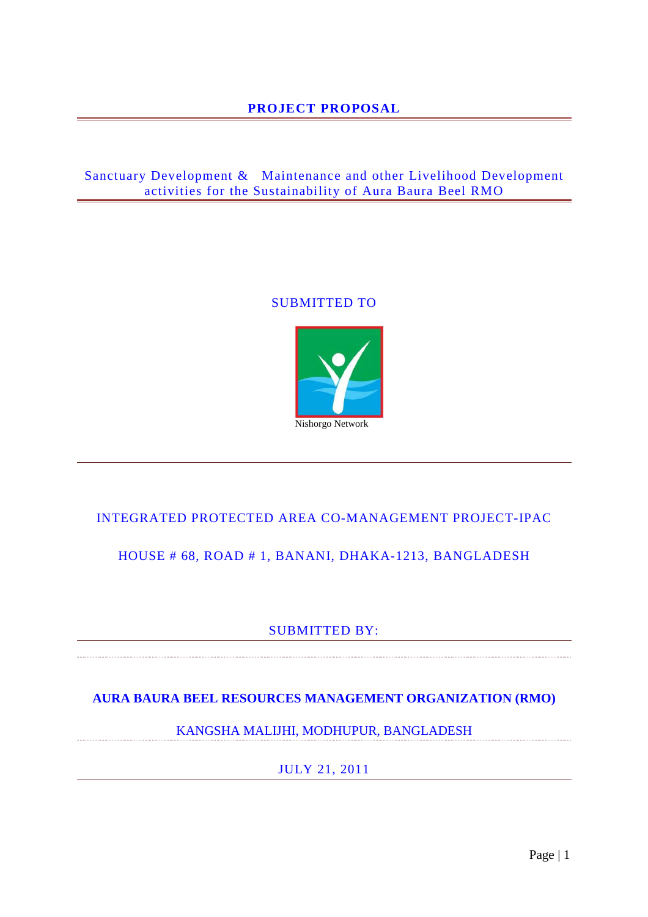# PROJECT PROPOSAL

## Sanctuary Development & Maintenance and other Livelihood Development activities for the Sustainability of Aura Baura Beel RMO

SUBMITTED TO

Nishorgo Network

INTEGRATED PROTECTED AREA CO-MANAGEMENT PROJECT-IPAC

HOUSE # 68, ROAD # 1, BANANI, DHAKA-1213, BANGLADESH

SUBMITTED BY:

**AURA BAURA BEEL RESOURCES MANAGEMENT ORGANIZATION (RMO)**

KANGSHA MALIJHI, MODHUPUR, BANGLADESH

JULY 21, 2011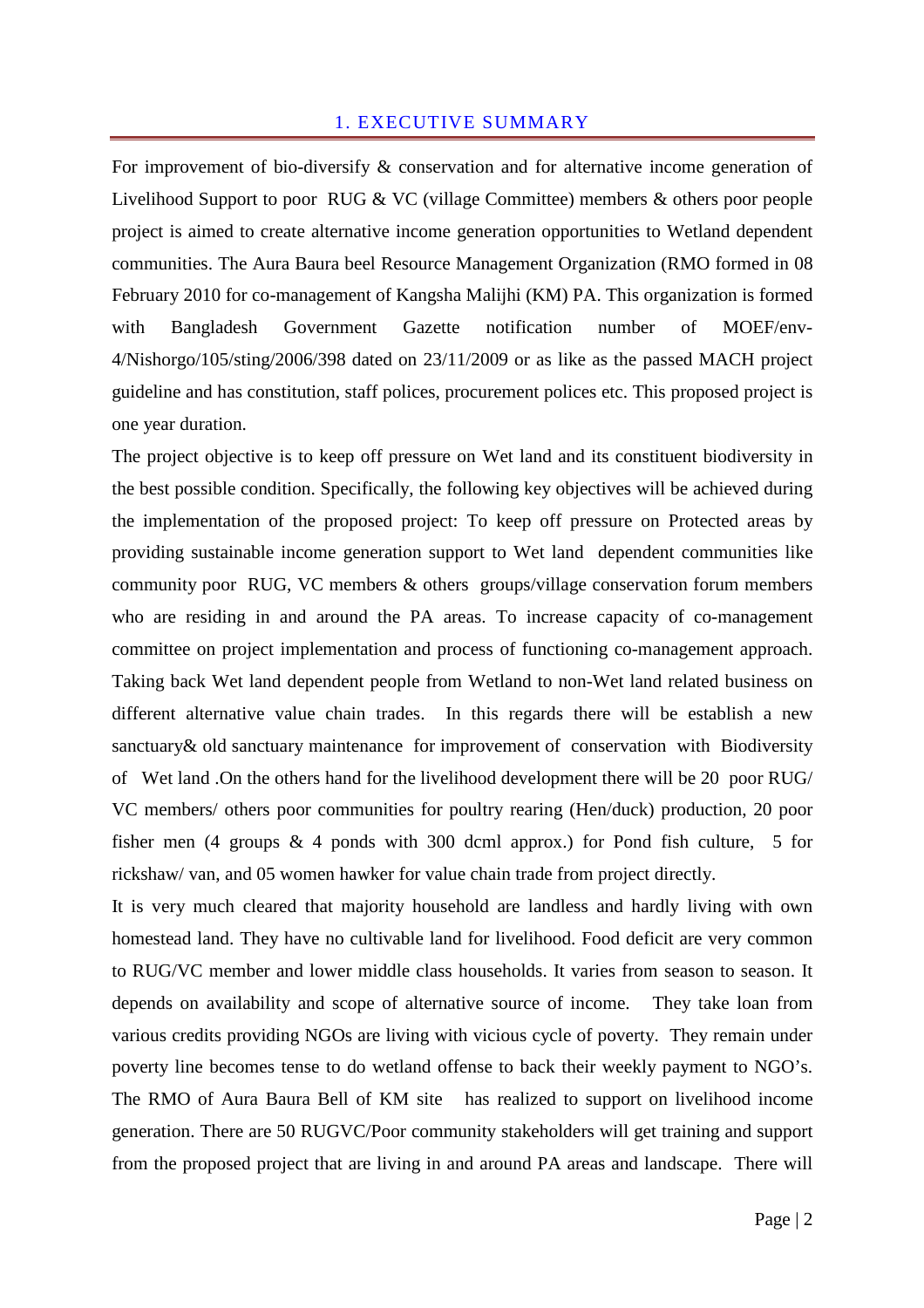# 1. EXECUTIVE SUMMARY

For improvement of bio-diversify & conservation and for alternative income generation of Livelihood Support to poor RUG & VC (village Committee) members & others poor people project is aimed to create alternative income generation opportunities to Wetland dependent communities. The Aura Baura beel Resource Management Organization (RMO formed in 08 February 2010 for co-management of Kangsha Malijhi (KM) PA. This organization is formed with Bangladesh Government Gazette notification number of MOEF/env-4/Nishorgo/105/sting/2006/398 dated on 23/11/2009 or as like as the passed MACH project guideline and has constitution, staff polices, procurement polices etc. This proposed project is one year duration.

The project objective is to keep off pressure on Wet land and its constituent biodiversity in the best possible condition. Specifically, the following key objectives will be achieved during the implementation of the proposed project: To keep off pressure on Protected areas by providing sustainable income generation support to Wet land dependent communities like community poor RUG, VC members & others groups/village conservation forum members who are residing in and around the PA areas. To increase capacity of co-management committee on project implementation and process of functioning co-management approach. Taking back Wet land dependent people from Wetland to non-Wet land related business on different alternative value chain trades. In this regards there will be establish a new sanctuary& old sanctuary maintenance for improvement of conservation with Biodiversity of Wet land .On the others hand for the livelihood development there will be 20 poor RUG/ VC members/ others poor communities for poultry rearing (Hen/duck) production, 20 poor fisher men (4 groups & 4 ponds with 300 dcml approx.) for Pond fish culture, 5 for rickshaw/ van, and 05 women hawker for value chain trade from project directly.

It is very much cleared that majority household are landless and hardly living with own homestead land. They have no cultivable land for livelihood. Food deficit are very common to RUG/VC member and lower middle class households. It varies from season to season. It depends on availability and scope of alternative source of income. They take loan from various credits providing NGOs are living with vicious cycle of poverty. They remain under poverty line becomes tense to do wetland offense to back their weekly payment to NGO's. The RMO of Aura Baura Bell of KM site has realized to support on livelihood income generation. There are 50 RUGVC/Poor community stakeholders will get training and support from the proposed project that are living in and around PA areas and landscape. There will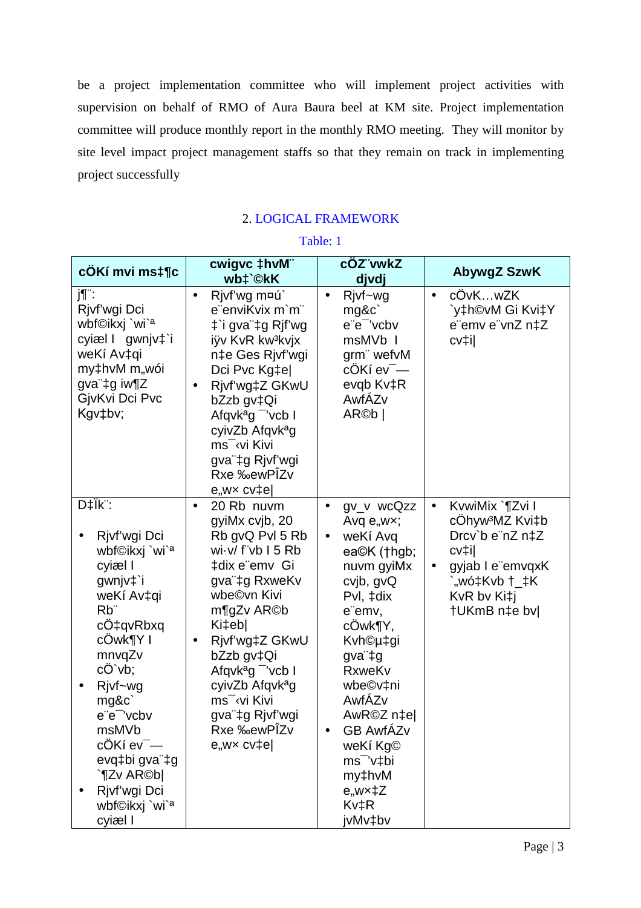be a project implementation committee who will implement project activities with supervision on behalf of RMO of Aura Baura beel at KM site. Project implementation committee will produce monthly report in the monthly RMO meeting. They will monitor by site level impact project management staffs so that they remain on track in implementing project successfully

## 2. LOGICAL FRAMEWORK

Table: 1

| cÖKí mvi ms‡¶c | cwigvc ‡hvM¨ wb‡`©kK | cÖZ¨vwkZ djvdj | AbywgZ SzwK |
|---|---|---|---|
| j¶¨: Rjvf'wgi Dci wbf©ikxj `wi`ª cyiæl I gwnjv‡`i weKí Av‡qi my‡hvM m„wói gva¨‡g iw¶Z GjvKvi Dci Pvc Kgv‡bv; | • Rjvf'wg m¤ú` e¨enviKvix m`m¨ ‡`i gva¨‡g Rjf'wg iÿv KvR kw³kvjx n‡e Ges Rjvf'wgi Dci Pvc Kg‡e\| • Rjvf'wg‡Z GKwU bZzb gv‡Qi Afqvkªg ¯'vcb I cyivZb Afqvkªg ms¯‹vi Kivi gva¨‡g Rjvf'wgi Rxe ‰ewPÎZv e„wx cv‡e\| | • Rjvf~wg mg&c` e¨e¯'vcbv msMVb I grm¨ wefvM cÖKí ev¯—evqb Kv‡R AwfÁZv AR©b \| | • cÖvK…wZK `y‡h©vM Gi Kvi‡Y e¨emv e¨vnZ n‡Z cv‡i\| |
| D‡Ïk¨: • Rjvf'wgi Dci wbf©ikxj `wi`ª cyiæl I gwnjv‡`i weKí Av‡qi Rb¨ cÖ‡qvRbxq cÖwk¶Y I mnvqZv cÖ`vb; • Rjvf~wg mg&c` e¨e¯'vcbv msMVb cÖKí ev¯—evq‡bi gva¨‡g `¶Zv AR©b\| • Rjvf'wgi Dci wbf©ikxj `wi`ª cyiæl I | • 20 Rb nuvm gyiMx cvjb, 20 Rb gvQ Pvl 5 Rb wi·v/ f¨vb I 5 Rb ‡dix e¨emv Gi gva¨‡g RxweKv wbe©vn Kivi m¶gZv AR©b Ki‡eb\| • Rjvf'wg‡Z GKwU bZzb gv‡Qi Afqvkªg ¯'vcb I cyivZb Afqvkªg ms¯‹vi Kivi gva¨‡g Rjvf'wgi Rxe ‰ewPÎZv e„wx cv‡e\| | • gv_v wcQz Avq e„wx; • weKí Avq ea©K (†hgb; nuvm gyiMx cvjb, gvQ Pvl, ‡dix e¨emv, cÖwk¶Y, Kvh©µ‡gi gva¨‡g RxweKv wbe©v‡ni AwfÁZv AwR©Z n‡e\| • GB AwfÁZv weKí Kg© ms¯'v‡bi my‡hvM e„wx‡Z Kv‡R jvMv‡bv | • KvwiMix `¶Zvi I cÖhyw³MZ Kvi‡b Drcv`b e¨nZ n‡Z cv‡i\| • gyjab I e¨emvqxK `„wó‡Kvb †_‡K KvR bv Ki‡j †UKmB n‡e bv\| |

Page | 3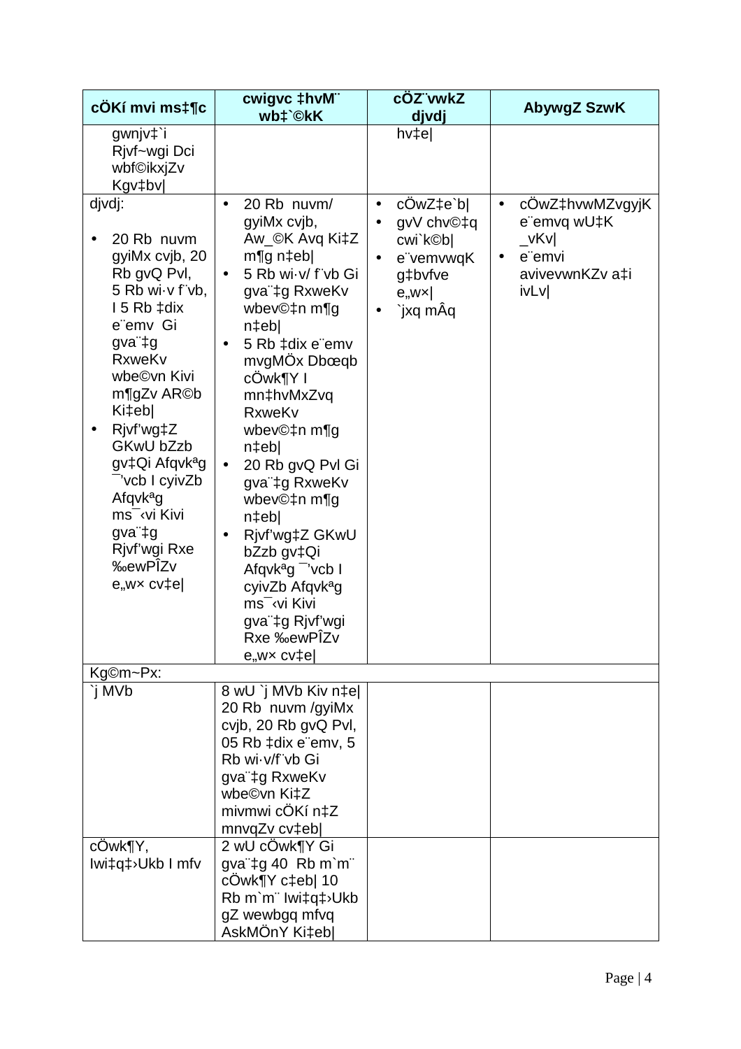| cÖKí mvi ms‡¶c | cwigvc ‡hvM¨ wb‡`©kK | cÖZ¨vwkZ djvdj | AbywgZ SzwK |
| --- | --- | --- | --- |
| gwnjv‡`i Rjvf~wgi Dci wbf©ikxjZv Kgv‡bv\| | | hv‡e\| | |
| djvdj:<br><br>• 20 Rb nuvm gyiMx cvjb, 20 Rb gvQ Pvl, 5 Rb wi·v f¨vb, I 5 Rb ‡dix e¨emv Gi gva¨‡g RxweKv wbe©vn Kivi m¶gZv AR©b Ki‡eb\|<br>• Rjvf'wg‡Z GKwU bZzb gv‡Qi Afqvkªg ¯'vcb I cyivZb Afqvkªg ms¯‹vi Kivi gva¨‡g Rjvf'wgi Rxe ‰ewPÎZv e„w× cv‡e\| | • 20 Rb nuvm/ gyiMx cvjb, Aw_©K Avq Ki‡Z m¶g n‡eb\|<br>• 5 Rb wi·v/ f¨vb Gi gva¨‡g RxweKv wbev©‡n m¶g n‡eb\|<br>• 5 Rb ‡dix e¨emv mvgMÖx Dbœqb cÖwk¶Y I mn‡hvMxZvq RxweKv wbev©‡n m¶g n‡eb\|<br>• 20 Rb gvQ Pvl Gi gva¨‡g RxweKv wbev©‡n m¶g n‡eb\|<br>• Rjvf'wg‡Z GKwU bZzb gv‡Qi Afqvkªg ¯'vcb I cyivZb Afqvkªg ms¯‹vi Kivi gva¨‡g Rjvf'wgi Rxe ‰ewPÎZv e„w× cv‡e\| | • cÖwZ‡e`b\|<br>• gvV chv©‡q cwi`k©b\|<br>• e¨vemvqK g‡bvfve e„w×\|<br>• `jxq mÂq | • cÖwZ‡hvwMZvgyjK e¨emvq wU‡K _vKv\|<br>• e¨emvi avivevwnKZv a‡i ivLv\| |
| Kg©m~Px: | | | |
| `j MVb | 8 wU `j MVb Kiv n‡e\| 20 Rb nuvm /gyiMx cvjb, 20 Rb gvQ Pvl, 05 Rb ‡dix e¨emv, 5 Rb wi·v/f¨vb Gi gva¨‡g RxweKv wbe©vn Ki‡Z mivmwi cÖKí n‡Z mnvqZv cv‡eb\| | | |
| cÖwk¶Y, Iwi‡q‡›Ukb I mfv | 2 wU cÖwk¶Y Gi gva¨‡g 40 Rb m`m¨ cÖwk¶Y c‡eb\| 10 Rb m`m¨ Iwi‡q‡›Ukb gZ wewbgq mfvq AskMÖnY Ki‡eb\| | | |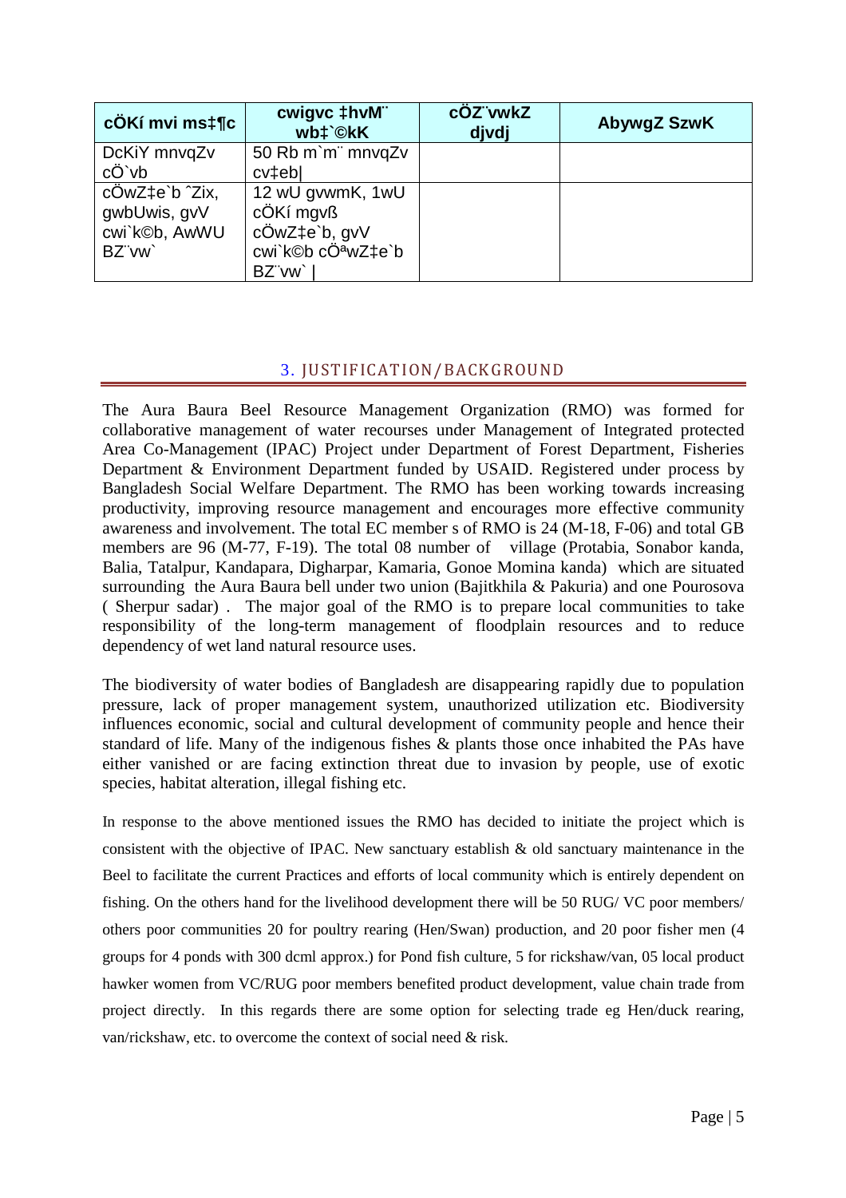| cÖKí mvi ms‡¶c | cwigvc ‡hvM¨ wb‡`©kK | cÖZ¨vwkZ djvdj | AbywgZ SzwK |
|---|---|---|---|
| DcKiY mnvqZv cÖ`vb | 50 Rb m`m¨ mnvqZv cv‡eb| | | |
| cÖwZ‡e`b ˆZix, gwbUwis, gvV cwi`k©b, AwWU BZ¨vw` | 12 wU gvwmK, 1wU cÖKí mgvß cÖwZ‡e`b, gvV cwi`k©b cÖªwZ‡e`b BZ¨vw` \| | | |

## 3. JUSTIFICATION/BACKGROUND

The Aura Baura Beel Resource Management Organization (RMO) was formed for collaborative management of water recourses under Management of Integrated protected Area Co-Management (IPAC) Project under Department of Forest Department, Fisheries Department & Environment Department funded by USAID. Registered under process by Bangladesh Social Welfare Department. The RMO has been working towards increasing productivity, improving resource management and encourages more effective community awareness and involvement. The total EC member s of RMO is 24 (M-18, F-06) and total GB members are 96 (M-77, F-19). The total 08 number of village (Protabia, Sonabor kanda, Balia, Tatalpur, Kandapara, Digharpar, Kamaria, Gonoe Momina kanda) which are situated surrounding the Aura Baura bell under two union (Bajitkhila & Pakuria) and one Pourosova ( Sherpur sadar) . The major goal of the RMO is to prepare local communities to take responsibility of the long-term management of floodplain resources and to reduce dependency of wet land natural resource uses.

The biodiversity of water bodies of Bangladesh are disappearing rapidly due to population pressure, lack of proper management system, unauthorized utilization etc. Biodiversity influences economic, social and cultural development of community people and hence their standard of life. Many of the indigenous fishes & plants those once inhabited the PAs have either vanished or are facing extinction threat due to invasion by people, use of exotic species, habitat alteration, illegal fishing etc.

In response to the above mentioned issues the RMO has decided to initiate the project which is consistent with the objective of IPAC. New sanctuary establish & old sanctuary maintenance in the Beel to facilitate the current Practices and efforts of local community which is entirely dependent on fishing. On the others hand for the livelihood development there will be 50 RUG/ VC poor members/ others poor communities 20 for poultry rearing (Hen/Swan) production, and 20 poor fisher men (4 groups for 4 ponds with 300 dcml approx.) for Pond fish culture, 5 for rickshaw/van, 05 local product hawker women from VC/RUG poor members benefited product development, value chain trade from project directly. In this regards there are some option for selecting trade eg Hen/duck rearing, van/rickshaw, etc. to overcome the context of social need & risk.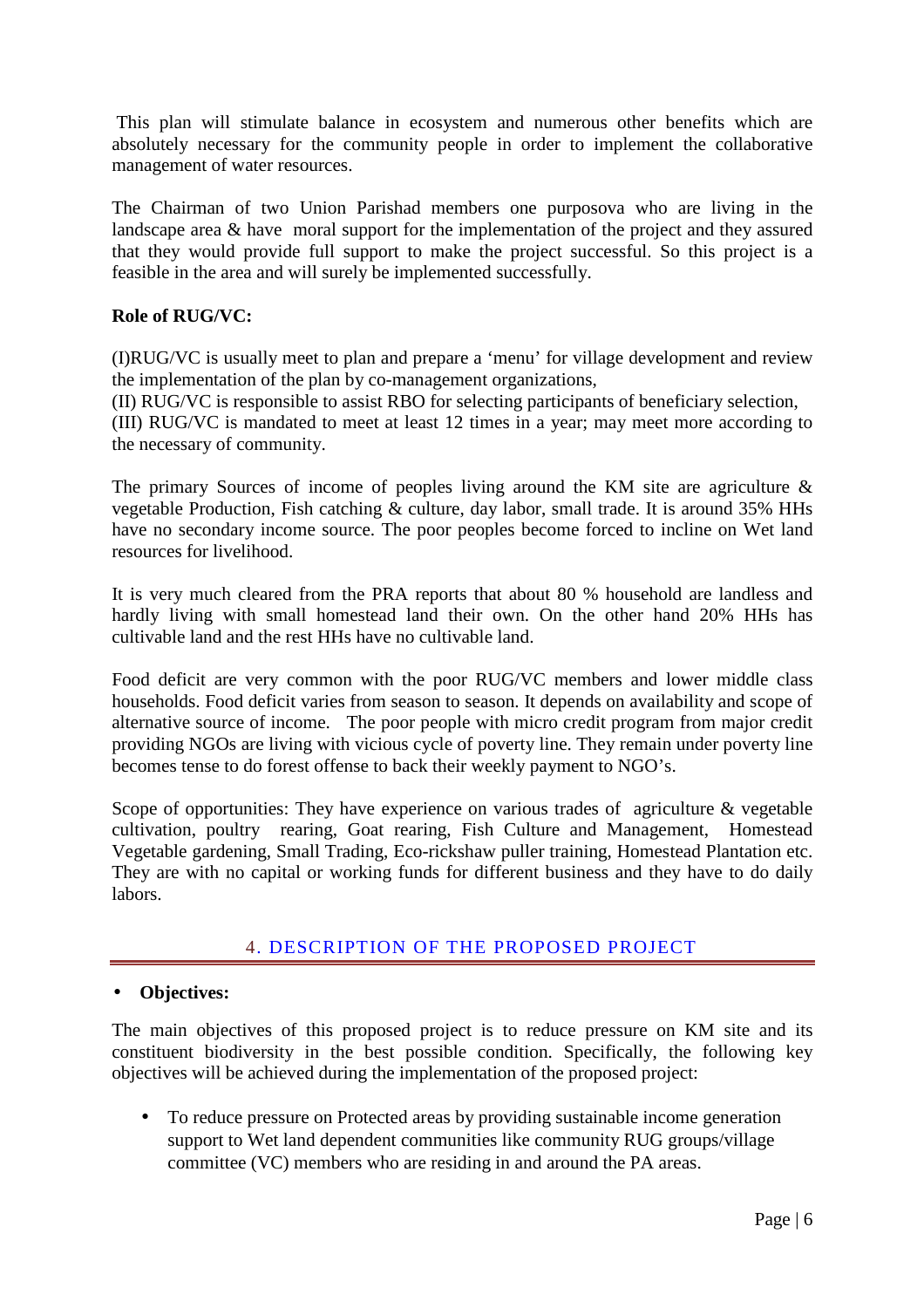This plan will stimulate balance in ecosystem and numerous other benefits which are absolutely necessary for the community people in order to implement the collaborative management of water resources.

The Chairman of two Union Parishad members one purposova who are living in the landscape area & have moral support for the implementation of the project and they assured that they would provide full support to make the project successful. So this project is a feasible in the area and will surely be implemented successfully.

**Role of RUG/VC:**

(I)RUG/VC is usually meet to plan and prepare a 'menu' for village development and review the implementation of the plan by co-management organizations,
(II) RUG/VC is responsible to assist RBO for selecting participants of beneficiary selection,
(III) RUG/VC is mandated to meet at least 12 times in a year; may meet more according to the necessary of community.

The primary Sources of income of peoples living around the KM site are agriculture & vegetable Production, Fish catching & culture, day labor, small trade. It is around 35% HHs have no secondary income source. The poor peoples become forced to incline on Wet land resources for livelihood.

It is very much cleared from the PRA reports that about 80 % household are landless and hardly living with small homestead land their own. On the other hand 20% HHs has cultivable land and the rest HHs have no cultivable land.

Food deficit are very common with the poor RUG/VC members and lower middle class households. Food deficit varies from season to season. It depends on availability and scope of alternative source of income. The poor people with micro credit program from major credit providing NGOs are living with vicious cycle of poverty line. They remain under poverty line becomes tense to do forest offense to back their weekly payment to NGO's.

Scope of opportunities: They have experience on various trades of agriculture & vegetable cultivation, poultry rearing, Goat rearing, Fish Culture and Management, Homestead Vegetable gardening, Small Trading, Eco-rickshaw puller training, Homestead Plantation etc. They are with no capital or working funds for different business and they have to do daily labors.

## 4. DESCRIPTION OF THE PROPOSED PROJECT

- **Objectives:**

The main objectives of this proposed project is to reduce pressure on KM site and its constituent biodiversity in the best possible condition. Specifically, the following key objectives will be achieved during the implementation of the proposed project:

- To reduce pressure on Protected areas by providing sustainable income generation support to Wet land dependent communities like community RUG groups/village committee (VC) members who are residing in and around the PA areas.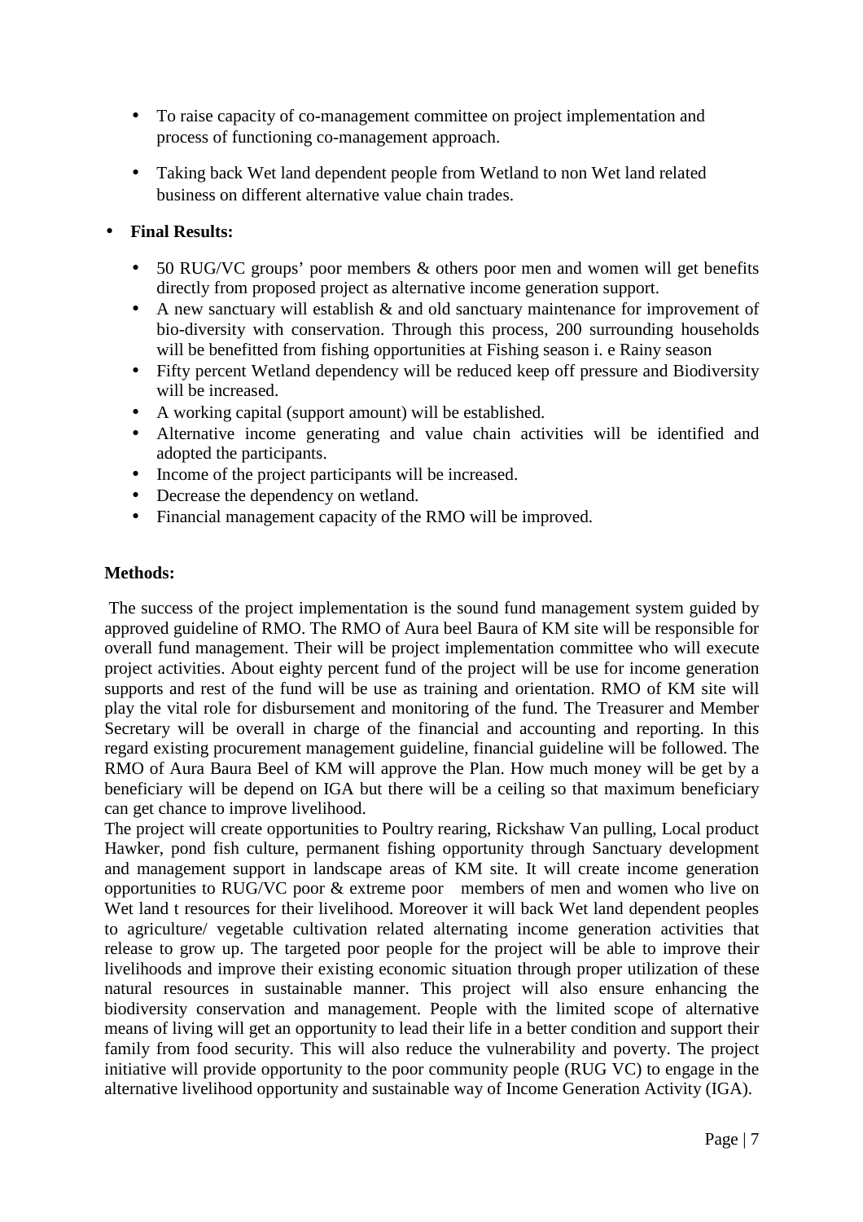- To raise capacity of co-management committee on project implementation and process of functioning co-management approach.

- Taking back Wet land dependent people from Wetland to non Wet land related business on different alternative value chain trades.

- **Final Results:**

  - 50 RUG/VC groups' poor members & others poor men and women will get benefits directly from proposed project as alternative income generation support.
  - A new sanctuary will establish & and old sanctuary maintenance for improvement of bio-diversity with conservation. Through this process, 200 surrounding households will be benefitted from fishing opportunities at Fishing season i. e Rainy season
  - Fifty percent Wetland dependency will be reduced keep off pressure and Biodiversity will be increased.
  - A working capital (support amount) will be established.
  - Alternative income generating and value chain activities will be identified and adopted the participants.
  - Income of the project participants will be increased.
  - Decrease the dependency on wetland.
  - Financial management capacity of the RMO will be improved.

**Methods:**

The success of the project implementation is the sound fund management system guided by approved guideline of RMO. The RMO of Aura beel Baura of KM site will be responsible for overall fund management. Their will be project implementation committee who will execute project activities. About eighty percent fund of the project will be use for income generation supports and rest of the fund will be use as training and orientation. RMO of KM site will play the vital role for disbursement and monitoring of the fund. The Treasurer and Member Secretary will be overall in charge of the financial and accounting and reporting. In this regard existing procurement management guideline, financial guideline will be followed. The RMO of Aura Baura Beel of KM will approve the Plan. How much money will be get by a beneficiary will be depend on IGA but there will be a ceiling so that maximum beneficiary can get chance to improve livelihood.

The project will create opportunities to Poultry rearing, Rickshaw Van pulling, Local product Hawker, pond fish culture, permanent fishing opportunity through Sanctuary development and management support in landscape areas of KM site. It will create income generation opportunities to RUG/VC poor & extreme poor members of men and women who live on Wet land t resources for their livelihood. Moreover it will back Wet land dependent peoples to agriculture/ vegetable cultivation related alternating income generation activities that release to grow up. The targeted poor people for the project will be able to improve their livelihoods and improve their existing economic situation through proper utilization of these natural resources in sustainable manner. This project will also ensure enhancing the biodiversity conservation and management. People with the limited scope of alternative means of living will get an opportunity to lead their life in a better condition and support their family from food security. This will also reduce the vulnerability and poverty. The project initiative will provide opportunity to the poor community people (RUG VC) to engage in the alternative livelihood opportunity and sustainable way of Income Generation Activity (IGA).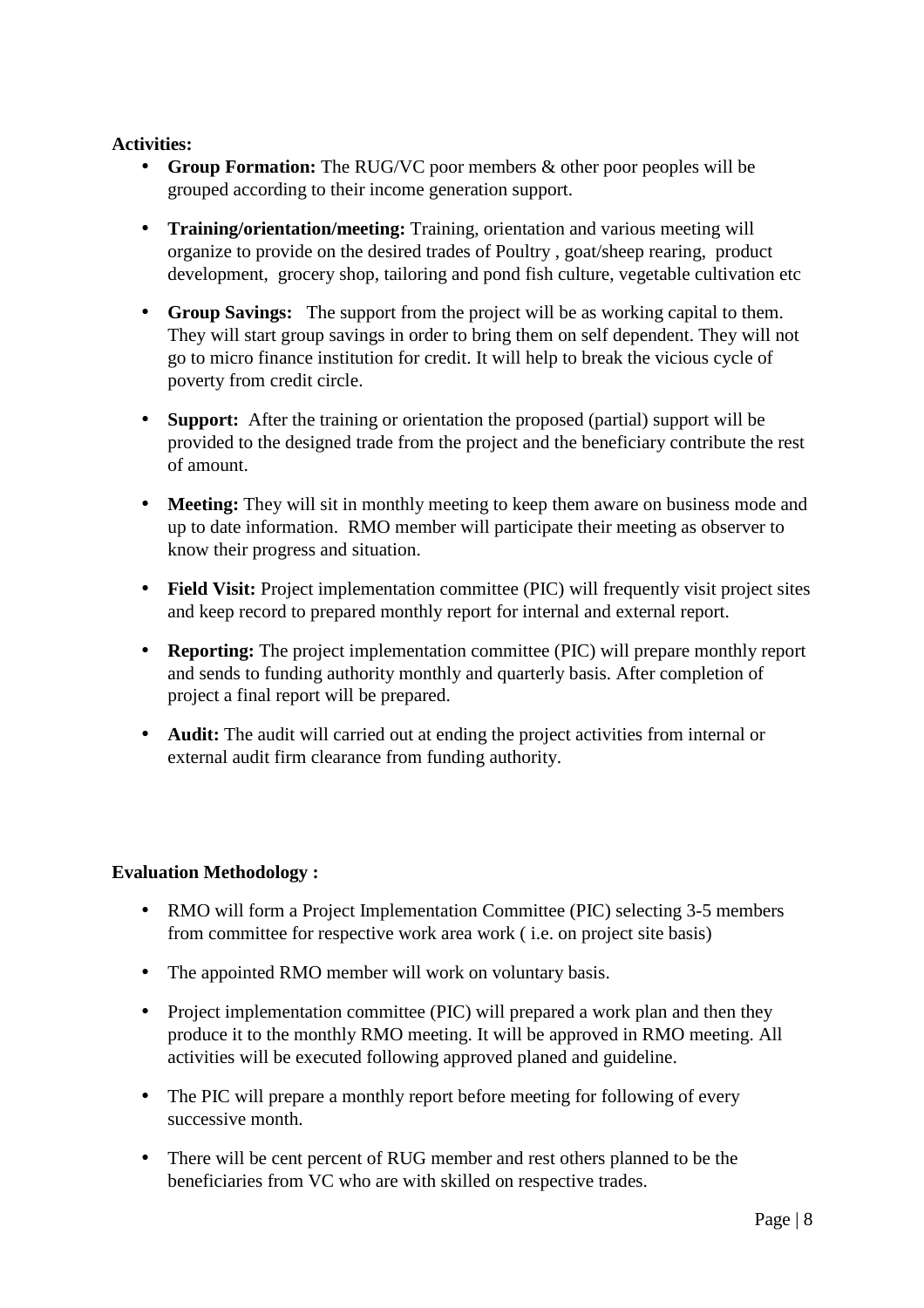**Activities:**

- **Group Formation:** The RUG/VC poor members & other poor peoples will be grouped according to their income generation support.
- **Training/orientation/meeting:** Training, orientation and various meeting will organize to provide on the desired trades of Poultry , goat/sheep rearing, product development, grocery shop, tailoring and pond fish culture, vegetable cultivation etc
- **Group Savings:** The support from the project will be as working capital to them. They will start group savings in order to bring them on self dependent. They will not go to micro finance institution for credit. It will help to break the vicious cycle of poverty from credit circle.
- **Support:** After the training or orientation the proposed (partial) support will be provided to the designed trade from the project and the beneficiary contribute the rest of amount.
- **Meeting:** They will sit in monthly meeting to keep them aware on business mode and up to date information. RMO member will participate their meeting as observer to know their progress and situation.
- **Field Visit:** Project implementation committee (PIC) will frequently visit project sites and keep record to prepared monthly report for internal and external report.
- **Reporting:** The project implementation committee (PIC) will prepare monthly report and sends to funding authority monthly and quarterly basis. After completion of project a final report will be prepared.
- **Audit:** The audit will carried out at ending the project activities from internal or external audit firm clearance from funding authority.

**Evaluation Methodology :**

- RMO will form a Project Implementation Committee (PIC) selecting 3-5 members from committee for respective work area work ( i.e. on project site basis)
- The appointed RMO member will work on voluntary basis.
- Project implementation committee (PIC) will prepared a work plan and then they produce it to the monthly RMO meeting. It will be approved in RMO meeting. All activities will be executed following approved planed and guideline.
- The PIC will prepare a monthly report before meeting for following of every successive month.
- There will be cent percent of RUG member and rest others planned to be the beneficiaries from VC who are with skilled on respective trades.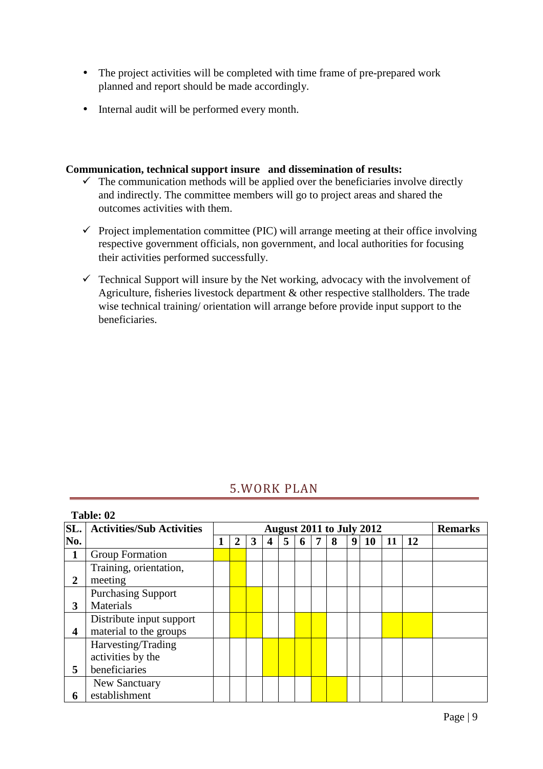- The project activities will be completed with time frame of pre-prepared work planned and report should be made accordingly.
- Internal audit will be performed every month.

**Communication, technical support insure and dissemination of results:**

- ✓ The communication methods will be applied over the beneficiaries involve directly and indirectly. The committee members will go to project areas and shared the outcomes activities with them.
- ✓ Project implementation committee (PIC) will arrange meeting at their office involving respective government officials, non government, and local authorities for focusing their activities performed successfully.
- ✓ Technical Support will insure by the Net working, advocacy with the involvement of Agriculture, fisheries livestock department & other respective stallholders. The trade wise technical training/ orientation will arrange before provide input support to the beneficiaries.

## 5.WORK PLAN

**Table: 02**

| SL. No. | Activities/Sub Activities | August 2011 to July 2012 | | | | | | | | | | | | Remarks |
|---|---|---|---|---|---|---|---|---|---|---|---|---|---|---|
| | | 1 | 2 | 3 | 4 | 5 | 6 | 7 | 8 | 9 | 10 | 11 | 12 | |
| 1 | Group Formation | ■ | ■ | | | | | | | | | | | |
| 2 | Training, orientation, meeting | | ■ | | | | | | | | | | | |
| 3 | Purchasing Support Materials | | ■ | ■ | | | | | | | | | | |
| 4 | Distribute input support material to the groups | | ■ | ■ | | | ■ | ■ | | | | ■ | ■ | |
| 5 | Harvesting/Trading activities by the beneficiaries | | | | ■ | ■ | ■ | ■ | | | | | | |
| 6 | New Sanctuary establishment | | | | | | | ■ | ■ | | | | | |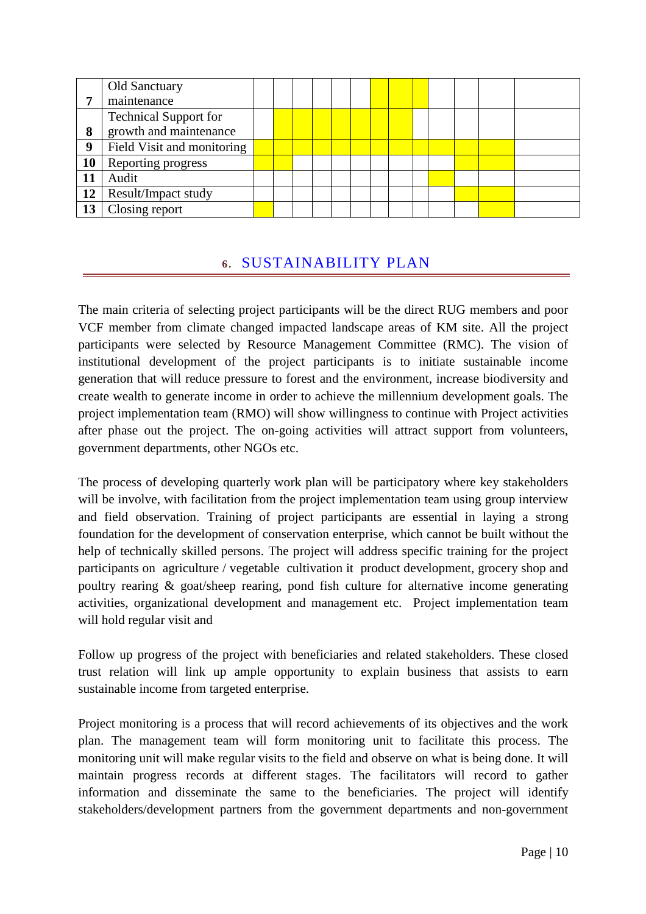| 7 | Old Sanctuary maintenance | | | | | | | | | | | | | |
|---|---|---|---|---|---|---|---|---|---|---|---|---|---|---|
| 8 | Technical Support for growth and maintenance | | | | | | | | | | | | | |
| 9 | Field Visit and monitoring | | | | | | | | | | | | | |
| 10 | Reporting progress | | | | | | | | | | | | | |
| 11 | Audit | | | | | | | | | | | | | |
| 12 | Result/Impact study | | | | | | | | | | | | | |
| 13 | Closing report | | | | | | | | | | | | | |

## 6. SUSTAINABILITY PLAN

The main criteria of selecting project participants will be the direct RUG members and poor VCF member from climate changed impacted landscape areas of KM site. All the project participants were selected by Resource Management Committee (RMC). The vision of institutional development of the project participants is to initiate sustainable income generation that will reduce pressure to forest and the environment, increase biodiversity and create wealth to generate income in order to achieve the millennium development goals. The project implementation team (RMO) will show willingness to continue with Project activities after phase out the project. The on-going activities will attract support from volunteers, government departments, other NGOs etc.

The process of developing quarterly work plan will be participatory where key stakeholders will be involve, with facilitation from the project implementation team using group interview and field observation. Training of project participants are essential in laying a strong foundation for the development of conservation enterprise, which cannot be built without the help of technically skilled persons. The project will address specific training for the project participants on agriculture / vegetable cultivation it product development, grocery shop and poultry rearing & goat/sheep rearing, pond fish culture for alternative income generating activities, organizational development and management etc. Project implementation team will hold regular visit and

Follow up progress of the project with beneficiaries and related stakeholders. These closed trust relation will link up ample opportunity to explain business that assists to earn sustainable income from targeted enterprise.

Project monitoring is a process that will record achievements of its objectives and the work plan. The management team will form monitoring unit to facilitate this process. The monitoring unit will make regular visits to the field and observe on what is being done. It will maintain progress records at different stages. The facilitators will record to gather information and disseminate the same to the beneficiaries. The project will identify stakeholders/development partners from the government departments and non-government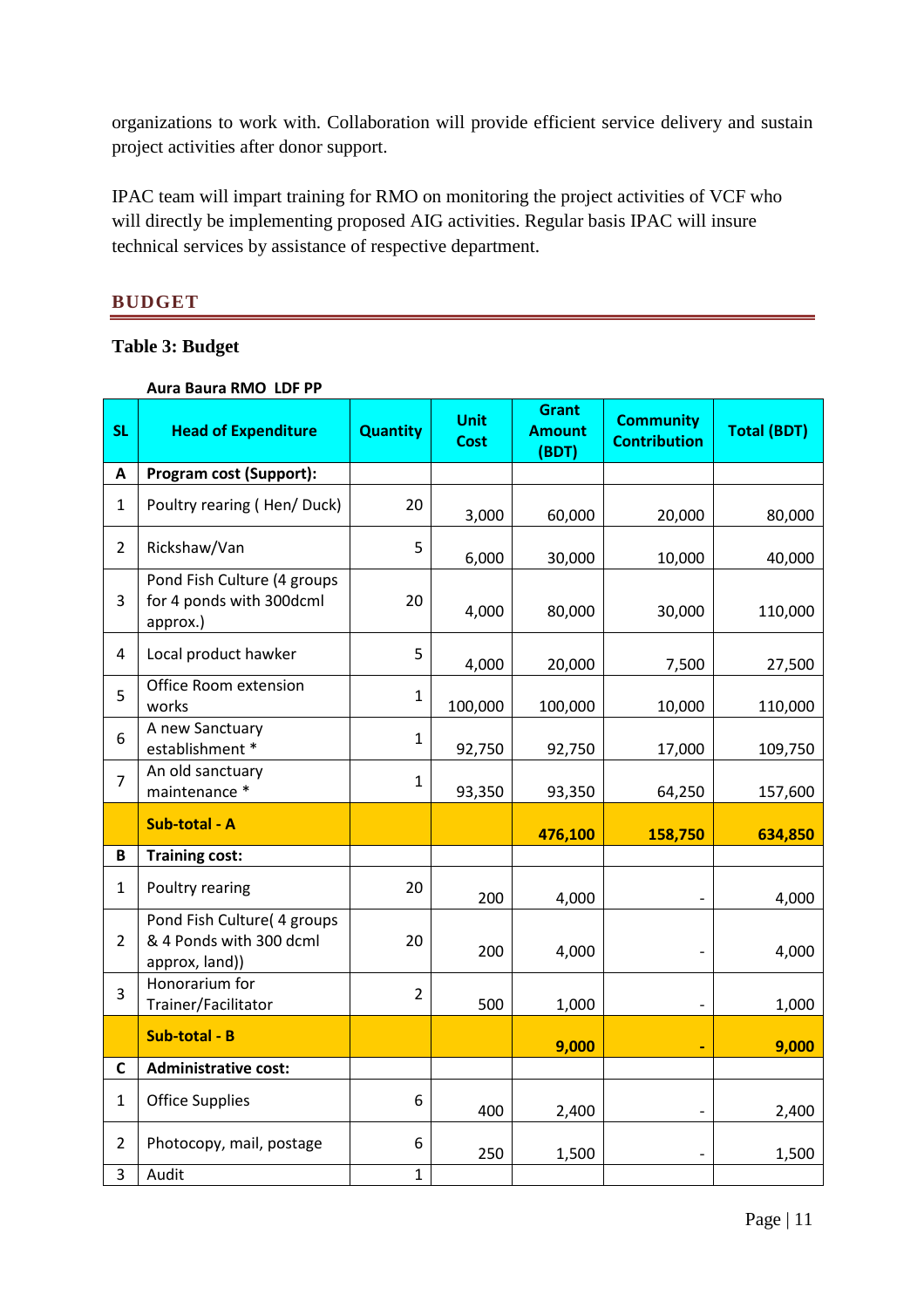organizations to work with. Collaboration will provide efficient service delivery and sustain project activities after donor support.

IPAC team will impart training for RMO on monitoring the project activities of VCF who will directly be implementing proposed AIG activities. Regular basis IPAC will insure technical services by assistance of respective department.

## BUDGET

**Table 3: Budget**

**Aura Baura RMO LDF PP**

| SL | Head of Expenditure | Quantity | Unit Cost | Grant Amount (BDT) | Community Contribution | Total (BDT) |
|---|---|---|---|---|---|---|
| **A** | **Program cost (Support):** | | | | | |
| 1 | Poultry rearing ( Hen/ Duck) | 20 | 3,000 | 60,000 | 20,000 | 80,000 |
| 2 | Rickshaw/Van | 5 | 6,000 | 30,000 | 10,000 | 40,000 |
| 3 | Pond Fish Culture (4 groups for 4 ponds with 300dcml approx.) | 20 | 4,000 | 80,000 | 30,000 | 110,000 |
| 4 | Local product hawker | 5 | 4,000 | 20,000 | 7,500 | 27,500 |
| 5 | Office Room extension works | 1 | 100,000 | 100,000 | 10,000 | 110,000 |
| 6 | A new Sanctuary establishment * | 1 | 92,750 | 92,750 | 17,000 | 109,750 |
| 7 | An old sanctuary maintenance * | 1 | 93,350 | 93,350 | 64,250 | 157,600 |
| | **Sub-total - A** | | | **476,100** | **158,750** | **634,850** |
| **B** | **Training cost:** | | | | | |
| 1 | Poultry rearing | 20 | 200 | 4,000 | - | 4,000 |
| 2 | Pond Fish Culture( 4 groups & 4 Ponds with 300 dcml approx, land)) | 20 | 200 | 4,000 | - | 4,000 |
| 3 | Honorarium for Trainer/Facilitator | 2 | 500 | 1,000 | - | 1,000 |
| | **Sub-total - B** | | | **9,000** | **-** | **9,000** |
| **C** | **Administrative cost:** | | | | | |
| 1 | Office Supplies | 6 | 400 | 2,400 | - | 2,400 |
| 2 | Photocopy, mail, postage | 6 | 250 | 1,500 | - | 1,500 |
| 3 | Audit | 1 | | | | |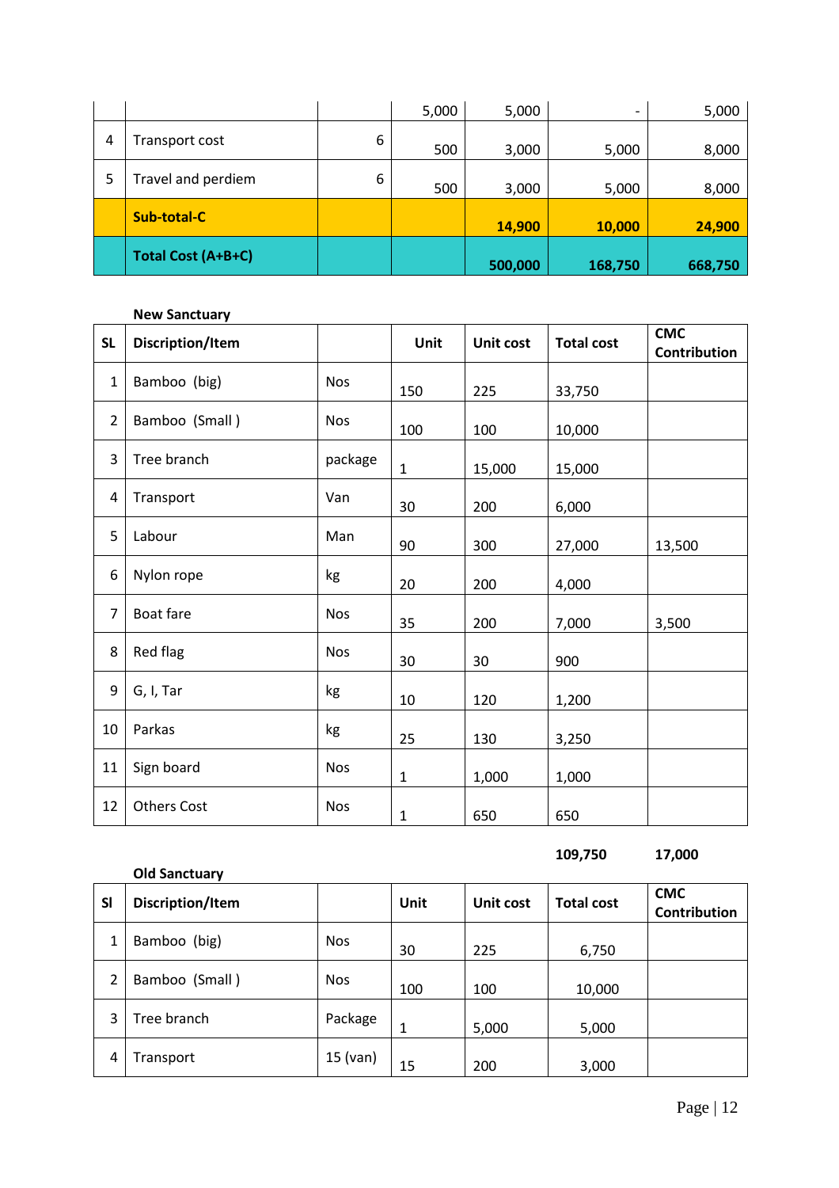| | | | | | | |
|---|---|---|---|---|---|---|
| | | | 5,000 | 5,000 | - | 5,000 |
| 4 | Transport cost | 6 | 500 | 3,000 | 5,000 | 8,000 |
| 5 | Travel and perdiem | 6 | 500 | 3,000 | 5,000 | 8,000 |
| | **Sub-total-C** | | | **14,900** | **10,000** | **24,900** |
| | **Total Cost (A+B+C)** | | | **500,000** | **168,750** | **668,750** |

**New Sanctuary**

| SL | Discription/Item | | Unit | Unit cost | Total cost | CMC Contribution |
|---|---|---|---|---|---|---|
| 1 | Bamboo (big) | Nos | 150 | 225 | 33,750 | |
| 2 | Bamboo (Small ) | Nos | 100 | 100 | 10,000 | |
| 3 | Tree branch | package | 1 | 15,000 | 15,000 | |
| 4 | Transport | Van | 30 | 200 | 6,000 | |
| 5 | Labour | Man | 90 | 300 | 27,000 | 13,500 |
| 6 | Nylon rope | kg | 20 | 200 | 4,000 | |
| 7 | Boat fare | Nos | 35 | 200 | 7,000 | 3,500 |
| 8 | Red flag | Nos | 30 | 30 | 900 | |
| 9 | G, I, Tar | kg | 10 | 120 | 1,200 | |
| 10 | Parkas | kg | 25 | 130 | 3,250 | |
| 11 | Sign board | Nos | 1 | 1,000 | 1,000 | |
| 12 | Others Cost | Nos | 1 | 650 | 650 | |
| | | | | | **109,750** | **17,000** |

**Old Sanctuary**

| Sl | Discription/Item | | Unit | Unit cost | Total cost | CMC Contribution |
|---|---|---|---|---|---|---|
| 1 | Bamboo (big) | Nos | 30 | 225 | 6,750 | |
| 2 | Bamboo (Small ) | Nos | 100 | 100 | 10,000 | |
| 3 | Tree branch | Package | 1 | 5,000 | 5,000 | |
| 4 | Transport | 15 (van) | 15 | 200 | 3,000 | |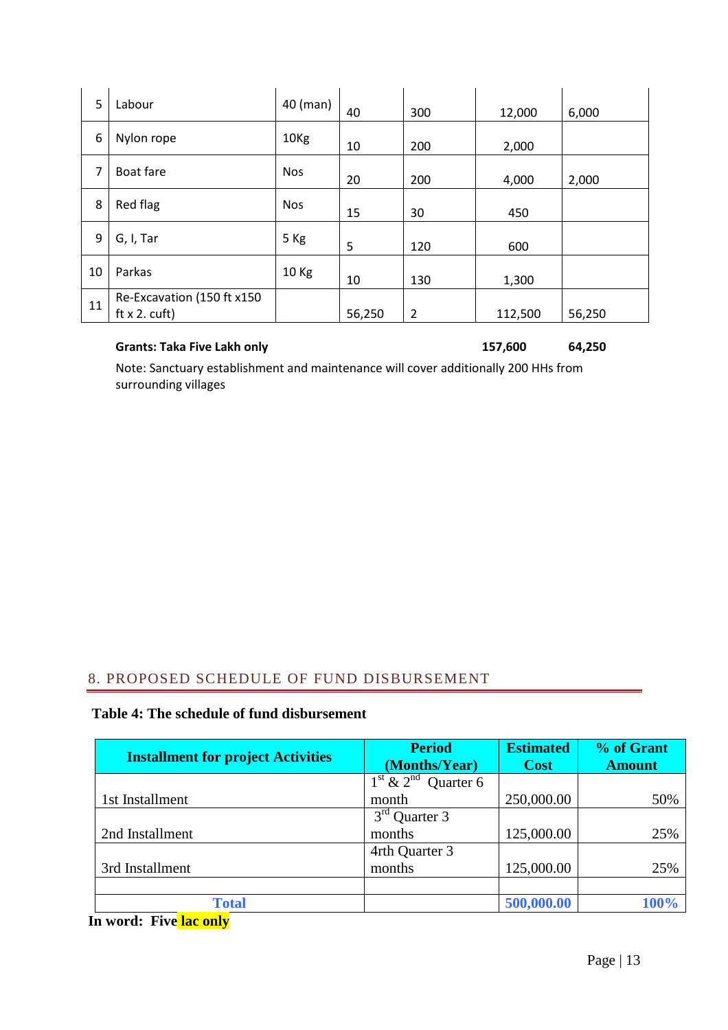| 5 | Labour | 40 (man) | 40 | 300 | 12,000 | 6,000 |
|---|---|---|---|---|---|---|
| 6 | Nylon rope | 10Kg | 10 | 200 | 2,000 | |
| 7 | Boat fare | Nos | 20 | 200 | 4,000 | 2,000 |
| 8 | Red flag | Nos | 15 | 30 | 450 | |
| 9 | G, I, Tar | 5 Kg | 5 | 120 | 600 | |
| 10 | Parkas | 10 Kg | 10 | 130 | 1,300 | |
| 11 | Re-Excavation (150 ft x150 ft x 2. cuft) | | 56,250 | 2 | 112,500 | 56,250 |

**Grants: Taka Five Lakh only** **157,600** **64,250**

Note: Sanctuary establishment and maintenance will cover additionally 200 HHs from surrounding villages

## 8. PROPOSED SCHEDULE OF FUND DISBURSEMENT

**Table 4: The schedule of fund disbursement**

| Installment for project Activities | Period (Months/Year) | Estimated Cost | % of Grant Amount |
|---|---|---|---|
| 1st Installment | 1st & 2nd Quarter 6 month | 250,000.00 | 50% |
| 2nd Installment | 3rd Quarter 3 months | 125,000.00 | 25% |
| 3rd Installment | 4rth Quarter 3 months | 125,000.00 | 25% |
| | | | |
| **Total** | | **500,000.00** | **100%** |

**In word: Five lac only**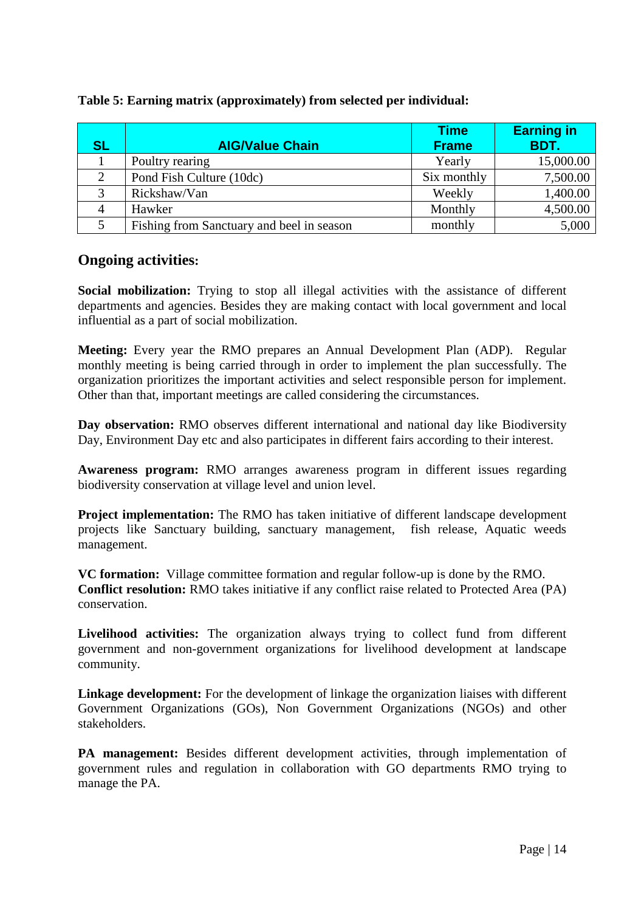**Table 5: Earning matrix (approximately) from selected per individual:**

| SL | AIG/Value Chain | Time Frame | Earning in BDT. |
|---|---|---|---|
| 1 | Poultry rearing | Yearly | 15,000.00 |
| 2 | Pond Fish Culture (10dc) | Six monthly | 7,500.00 |
| 3 | Rickshaw/Van | Weekly | 1,400.00 |
| 4 | Hawker | Monthly | 4,500.00 |
| 5 | Fishing from Sanctuary and beel in season | monthly | 5,000 |

## Ongoing activities:

**Social mobilization:** Trying to stop all illegal activities with the assistance of different departments and agencies. Besides they are making contact with local government and local influential as a part of social mobilization.

**Meeting:** Every year the RMO prepares an Annual Development Plan (ADP). Regular monthly meeting is being carried through in order to implement the plan successfully. The organization prioritizes the important activities and select responsible person for implement. Other than that, important meetings are called considering the circumstances.

**Day observation:** RMO observes different international and national day like Biodiversity Day, Environment Day etc and also participates in different fairs according to their interest.

**Awareness program:** RMO arranges awareness program in different issues regarding biodiversity conservation at village level and union level.

**Project implementation:** The RMO has taken initiative of different landscape development projects like Sanctuary building, sanctuary management, fish release, Aquatic weeds management.

**VC formation:** Village committee formation and regular follow-up is done by the RMO.
**Conflict resolution:** RMO takes initiative if any conflict raise related to Protected Area (PA) conservation.

**Livelihood activities:** The organization always trying to collect fund from different government and non-government organizations for livelihood development at landscape community.

**Linkage development:** For the development of linkage the organization liaises with different Government Organizations (GOs), Non Government Organizations (NGOs) and other stakeholders.

**PA management:** Besides different development activities, through implementation of government rules and regulation in collaboration with GO departments RMO trying to manage the PA.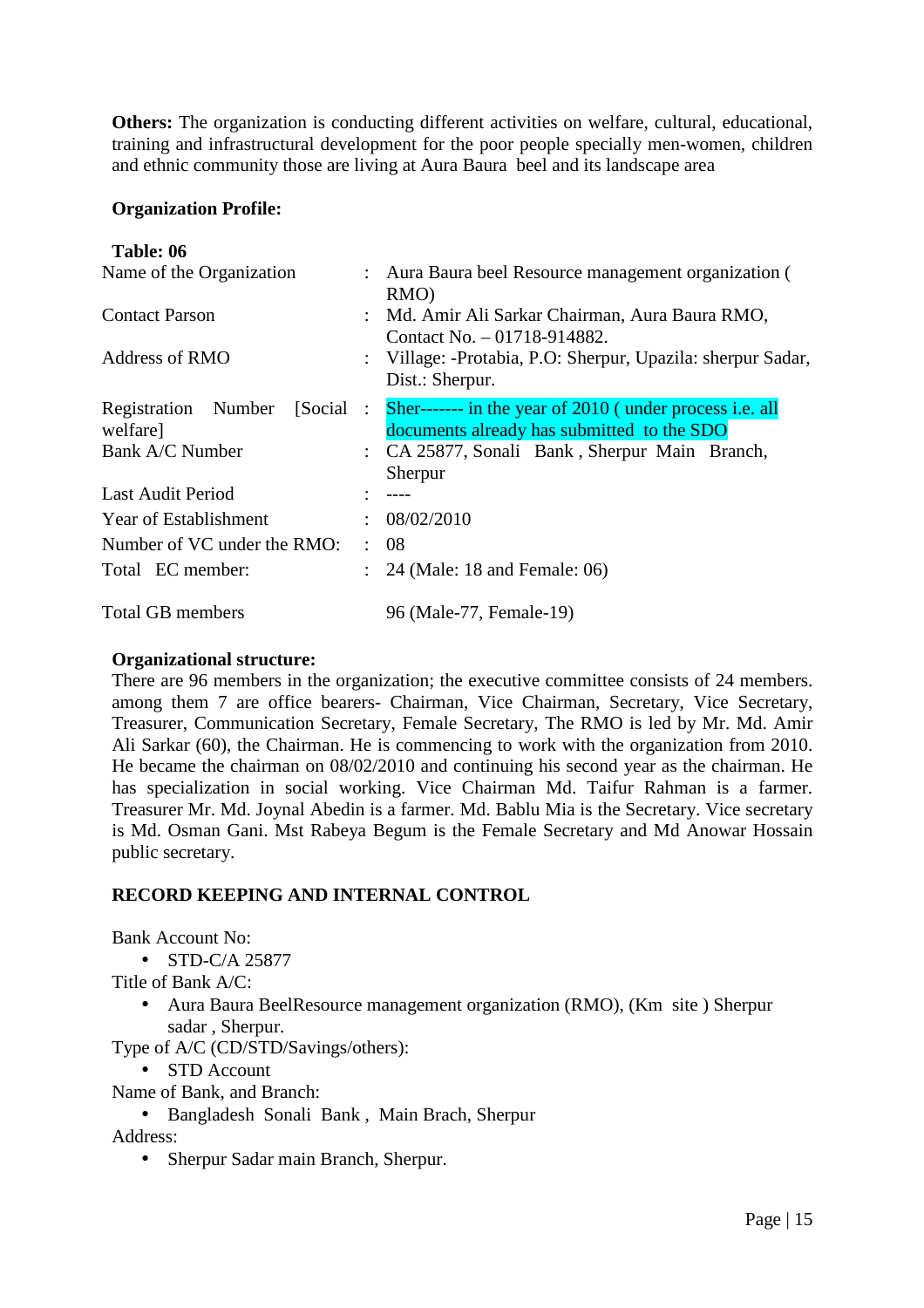**Others:** The organization is conducting different activities on welfare, cultural, educational, training and infrastructural development for the poor people specially men-women, children and ethnic community those are living at Aura Baura beel and its landscape area

**Organization Profile:**

**Table: 06**

| | | |
|---|---|---|
| Name of the Organization | : | Aura Baura beel Resource management organization ( RMO) |
| Contact Parson | : | Md. Amir Ali Sarkar Chairman, Aura Baura RMO, Contact No. – 01718-914882. |
| Address of RMO | : | Village: -Protabia, P.O: Sherpur, Upazila: sherpur Sadar, Dist.: Sherpur. |
| Registration Number [Social welfare] | : | Sher------- in the year of 2010 ( under process i.e. all documents already has submitted to the SDO |
| Bank A/C Number | : | CA 25877, Sonali Bank , Sherpur Main Branch, Sherpur |
| Last Audit Period | : | ---- |
| Year of Establishment | : | 08/02/2010 |
| Number of VC under the RMO: | : | 08 |
| Total EC member: | : | 24 (Male: 18 and Female: 06) |
| Total GB members | | 96 (Male-77, Female-19) |

**Organizational structure:**

There are 96 members in the organization; the executive committee consists of 24 members. among them 7 are office bearers- Chairman, Vice Chairman, Secretary, Vice Secretary, Treasurer, Communication Secretary, Female Secretary, The RMO is led by Mr. Md. Amir Ali Sarkar (60), the Chairman. He is commencing to work with the organization from 2010. He became the chairman on 08/02/2010 and continuing his second year as the chairman. He has specialization in social working. Vice Chairman Md. Taifur Rahman is a farmer. Treasurer Mr. Md. Joynal Abedin is a farmer. Md. Bablu Mia is the Secretary. Vice secretary is Md. Osman Gani. Mst Rabeya Begum is the Female Secretary and Md Anowar Hossain public secretary.

**RECORD KEEPING AND INTERNAL CONTROL**

Bank Account No:

- STD-C/A 25877

Title of Bank A/C:

- Aura Baura BeelResource management organization (RMO), (Km site ) Sherpur sadar , Sherpur.

Type of A/C (CD/STD/Savings/others):

- STD Account

Name of Bank, and Branch:

- Bangladesh Sonali Bank , Main Brach, Sherpur

Address:

- Sherpur Sadar main Branch, Sherpur.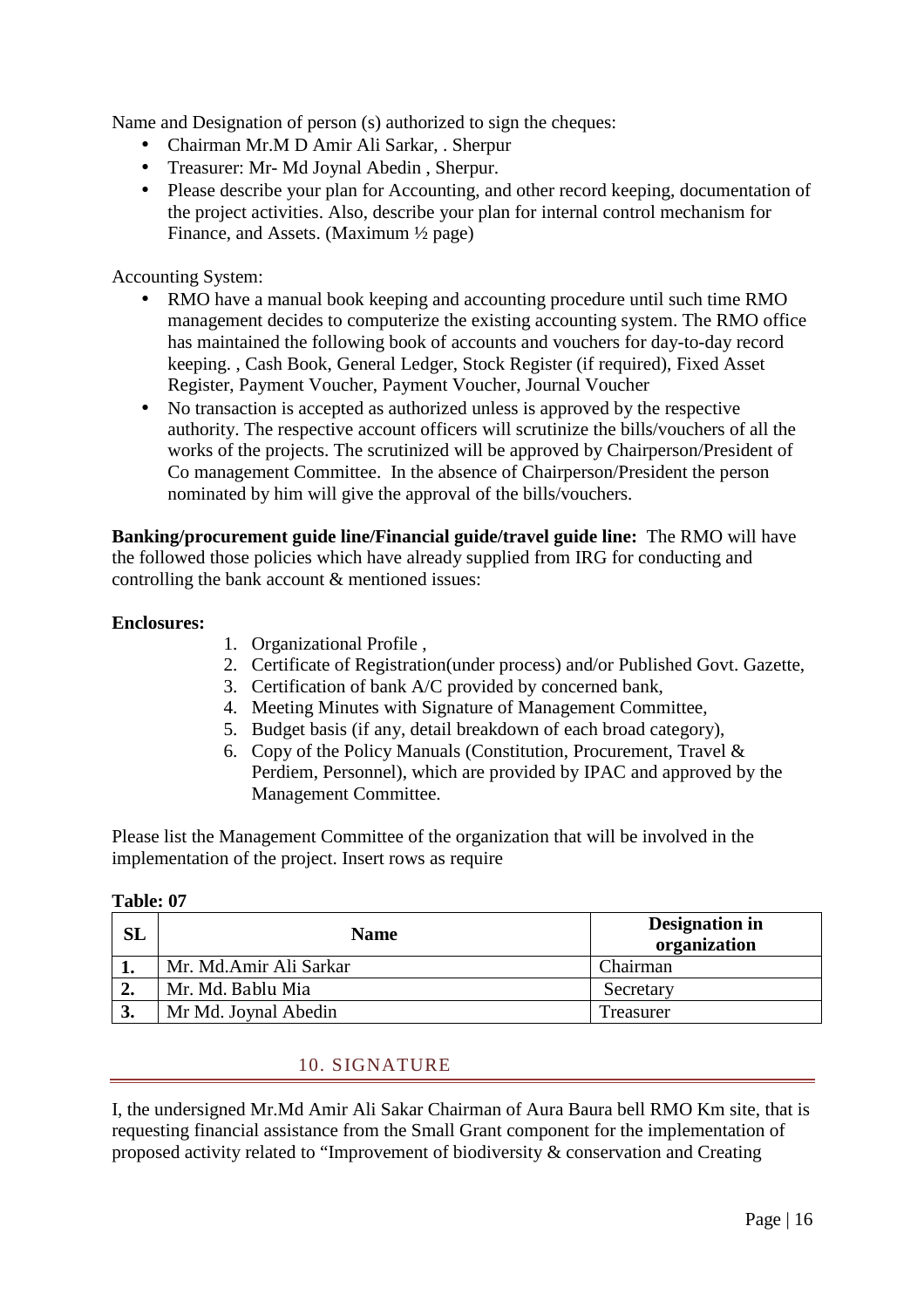Name and Designation of person (s) authorized to sign the cheques:

- Chairman Mr.M D Amir Ali Sarkar, . Sherpur
- Treasurer: Mr- Md Joynal Abedin , Sherpur.
- Please describe your plan for Accounting, and other record keeping, documentation of the project activities. Also, describe your plan for internal control mechanism for Finance, and Assets. (Maximum ½ page)

Accounting System:

- RMO have a manual book keeping and accounting procedure until such time RMO management decides to computerize the existing accounting system. The RMO office has maintained the following book of accounts and vouchers for day-to-day record keeping. , Cash Book, General Ledger, Stock Register (if required), Fixed Asset Register, Payment Voucher, Payment Voucher, Journal Voucher
- No transaction is accepted as authorized unless is approved by the respective authority. The respective account officers will scrutinize the bills/vouchers of all the works of the projects. The scrutinized will be approved by Chairperson/President of Co management Committee. In the absence of Chairperson/President the person nominated by him will give the approval of the bills/vouchers.

**Banking/procurement guide line/Financial guide/travel guide line:** The RMO will have the followed those policies which have already supplied from IRG for conducting and controlling the bank account & mentioned issues:

**Enclosures:**

1. Organizational Profile ,
2. Certificate of Registration(under process) and/or Published Govt. Gazette,
3. Certification of bank A/C provided by concerned bank,
4. Meeting Minutes with Signature of Management Committee,
5. Budget basis (if any, detail breakdown of each broad category),
6. Copy of the Policy Manuals (Constitution, Procurement, Travel & Perdiem, Personnel), which are provided by IPAC and approved by the Management Committee.

Please list the Management Committee of the organization that will be involved in the implementation of the project. Insert rows as require

**Table: 07**

| SL | Name | Designation in organization |
|---|---|---|
| **1.** | Mr. Md.Amir Ali Sarkar | Chairman |
| **2.** | Mr. Md. Bablu Mia | Secretary |
| **3.** | Mr Md. Joynal Abedin | Treasurer |

## 10. SIGNATURE

I, the undersigned Mr.Md Amir Ali Sakar Chairman of Aura Baura bell RMO Km site, that is requesting financial assistance from the Small Grant component for the implementation of proposed activity related to "Improvement of biodiversity & conservation and Creating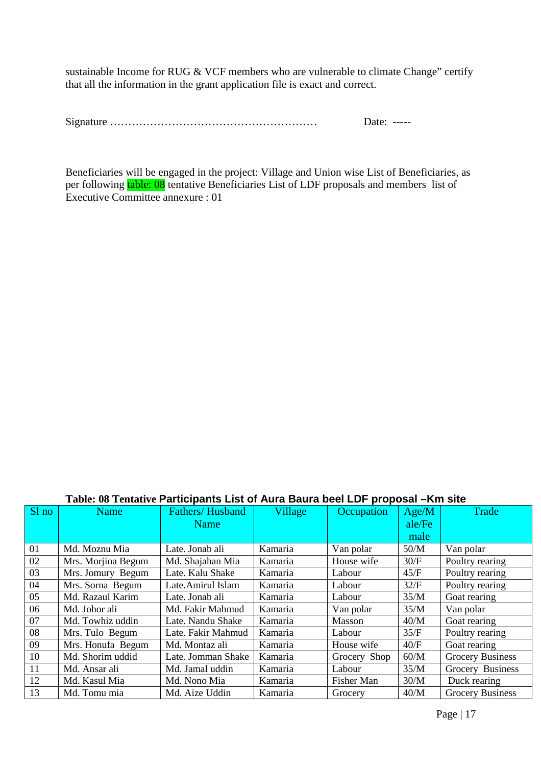sustainable Income for RUG & VCF members who are vulnerable to climate Change" certify that all the information in the grant application file is exact and correct.

Signature ………………………………………………… Date: -----

Beneficiaries will be engaged in the project: Village and Union wise List of Beneficiaries, as per following table: 08 tentative Beneficiaries List of LDF proposals and members list of Executive Committee annexure : 01

**Table: 08 Tentative Participants List of Aura Baura beel LDF proposal –Km site**

| Sl no | Name | Fathers/ Husband Name | Village | Occupation | Age/Male/Female | Trade |
|---|---|---|---|---|---|---|
| 01 | Md. Moznu Mia | Late. Jonab ali | Kamaria | Van polar | 50/M | Van polar |
| 02 | Mrs. Morjina Begum | Md. Shajahan Mia | Kamaria | House wife | 30/F | Poultry rearing |
| 03 | Mrs. Jomury Begum | Late. Kalu Shake | Kamaria | Labour | 45/F | Poultry rearing |
| 04 | Mrs. Sorna Begum | Late.Amirul Islam | Kamaria | Labour | 32/F | Poultry rearing |
| 05 | Md. Razaul Karim | Late. Jonab ali | Kamaria | Labour | 35/M | Goat rearing |
| 06 | Md. Johor ali | Md. Fakir Mahmud | Kamaria | Van polar | 35/M | Van polar |
| 07 | Md. Towhiz uddin | Late. Nandu Shake | Kamaria | Masson | 40/M | Goat rearing |
| 08 | Mrs. Tulo Begum | Late. Fakir Mahmud | Kamaria | Labour | 35/F | Poultry rearing |
| 09 | Mrs. Honufa Begum | Md. Montaz ali | Kamaria | House wife | 40/F | Goat rearing |
| 10 | Md. Shorim uddid | Late. Jomman Shake | Kamaria | Grocery Shop | 60/M | Grocery Business |
| 11 | Md. Ansar ali | Md. Jamal uddin | Kamaria | Labour | 35/M | Grocery Business |
| 12 | Md. Kasul Mia | Md. Nono Mia | Kamaria | Fisher Man | 30/M | Duck rearing |
| 13 | Md. Tomu mia | Md. Aize Uddin | Kamaria | Grocery | 40/M | Grocery Business |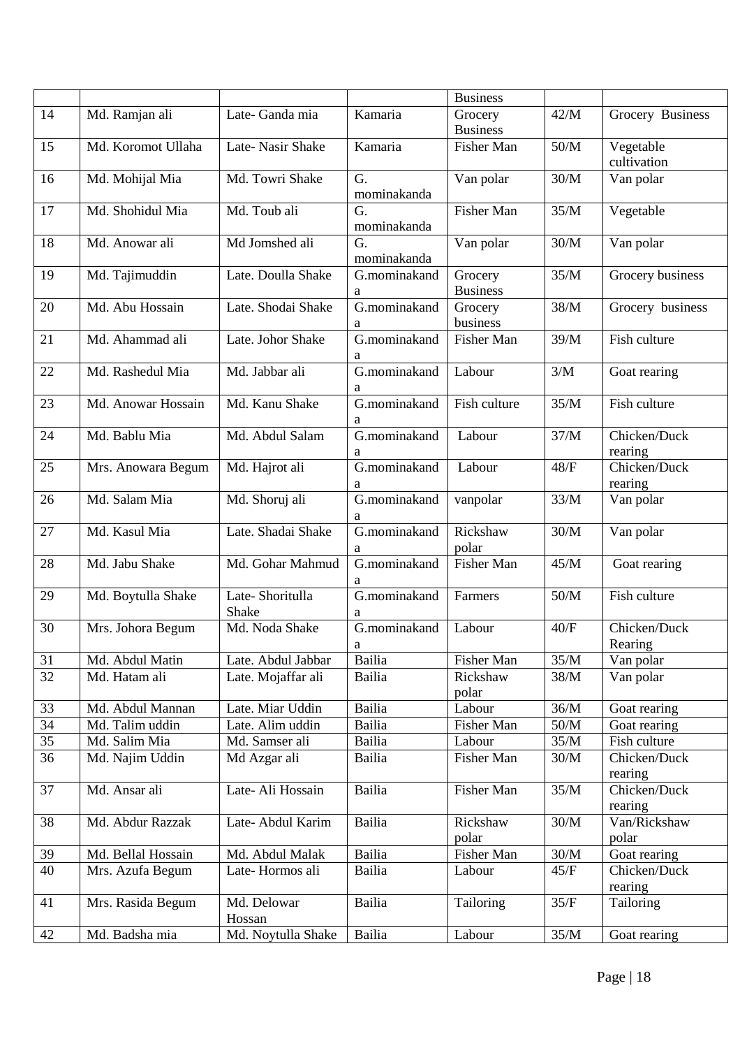| | | | | Business | | |
|---|---|---|---|---|---|---|
| 14 | Md. Ramjan ali | Late- Ganda mia | Kamaria | Grocery Business | 42/M | Grocery Business |
| 15 | Md. Koromot Ullaha | Late- Nasir Shake | Kamaria | Fisher Man | 50/M | Vegetable cultivation |
| 16 | Md. Mohijal Mia | Md. Towri Shake | G. mominakanda | Van polar | 30/M | Van polar |
| 17 | Md. Shohidul Mia | Md. Toub ali | G. mominakanda | Fisher Man | 35/M | Vegetable |
| 18 | Md. Anowar ali | Md Jomshed ali | G. mominakanda | Van polar | 30/M | Van polar |
| 19 | Md. Tajimuddin | Late. Doulla Shake | G.mominakanda | Grocery Business | 35/M | Grocery business |
| 20 | Md. Abu Hossain | Late. Shodai Shake | G.mominakanda | Grocery business | 38/M | Grocery business |
| 21 | Md. Ahammad ali | Late. Johor Shake | G.mominakanda | Fisher Man | 39/M | Fish culture |
| 22 | Md. Rashedul Mia | Md. Jabbar ali | G.mominakanda | Labour | 3/M | Goat rearing |
| 23 | Md. Anowar Hossain | Md. Kanu Shake | G.mominakanda | Fish culture | 35/M | Fish culture |
| 24 | Md. Bablu Mia | Md. Abdul Salam | G.mominakanda | Labour | 37/M | Chicken/Duck rearing |
| 25 | Mrs. Anowara Begum | Md. Hajrot ali | G.mominakanda | Labour | 48/F | Chicken/Duck rearing |
| 26 | Md. Salam Mia | Md. Shoruj ali | G.mominakanda | vanpolar | 33/M | Van polar |
| 27 | Md. Kasul Mia | Late. Shadai Shake | G.mominakanda | Rickshaw polar | 30/M | Van polar |
| 28 | Md. Jabu Shake | Md. Gohar Mahmud | G.mominakanda | Fisher Man | 45/M | Goat rearing |
| 29 | Md. Boytulla Shake | Late- Shoritulla Shake | G.mominakanda | Farmers | 50/M | Fish culture |
| 30 | Mrs. Johora Begum | Md. Noda Shake | G.mominakanda | Labour | 40/F | Chicken/Duck Rearing |
| 31 | Md. Abdul Matin | Late. Abdul Jabbar | Bailia | Fisher Man | 35/M | Van polar |
| 32 | Md. Hatam ali | Late. Mojaffar ali | Bailia | Rickshaw polar | 38/M | Van polar |
| 33 | Md. Abdul Mannan | Late. Miar Uddin | Bailia | Labour | 36/M | Goat rearing |
| 34 | Md. Talim uddin | Late. Alim uddin | Bailia | Fisher Man | 50/M | Goat rearing |
| 35 | Md. Salim Mia | Md. Samser ali | Bailia | Labour | 35/M | Fish culture |
| 36 | Md. Najim Uddin | Md Azgar ali | Bailia | Fisher Man | 30/M | Chicken/Duck rearing |
| 37 | Md. Ansar ali | Late- Ali Hossain | Bailia | Fisher Man | 35/M | Chicken/Duck rearing |
| 38 | Md. Abdur Razzak | Late- Abdul Karim | Bailia | Rickshaw polar | 30/M | Van/Rickshaw polar |
| 39 | Md. Bellal Hossain | Md. Abdul Malak | Bailia | Fisher Man | 30/M | Goat rearing |
| 40 | Mrs. Azufa Begum | Late- Hormos ali | Bailia | Labour | 45/F | Chicken/Duck rearing |
| 41 | Mrs. Rasida Begum | Md. Delowar Hossan | Bailia | Tailoring | 35/F | Tailoring |
| 42 | Md. Badsha mia | Md. Noytulla Shake | Bailia | Labour | 35/M | Goat rearing |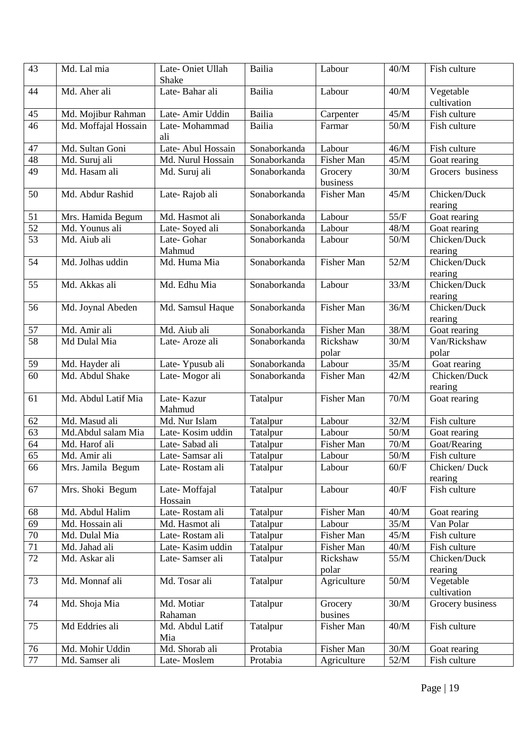| 43 | Md. Lal mia | Late- Oniet Ullah Shake | Bailia | Labour | 40/M | Fish culture |
|---|---|---|---|---|---|---|
| 44 | Md. Aher ali | Late- Bahar ali | Bailia | Labour | 40/M | Vegetable cultivation |
| 45 | Md. Mojibur Rahman | Late- Amir Uddin | Bailia | Carpenter | 45/M | Fish culture |
| 46 | Md. Moffajal Hossain | Late- Mohammad ali | Bailia | Farmar | 50/M | Fish culture |
| 47 | Md. Sultan Goni | Late- Abul Hossain | Sonaborkanda | Labour | 46/M | Fish culture |
| 48 | Md. Suruj ali | Md. Nurul Hossain | Sonaborkanda | Fisher Man | 45/M | Goat rearing |
| 49 | Md. Hasam ali | Md. Suruj ali | Sonaborkanda | Grocery business | 30/M | Grocers business |
| 50 | Md. Abdur Rashid | Late- Rajob ali | Sonaborkanda | Fisher Man | 45/M | Chicken/Duck rearing |
| 51 | Mrs. Hamida Begum | Md. Hasmot ali | Sonaborkanda | Labour | 55/F | Goat rearing |
| 52 | Md. Younus ali | Late- Soyed ali | Sonaborkanda | Labour | 48/M | Goat rearing |
| 53 | Md. Aiub ali | Late- Gohar Mahmud | Sonaborkanda | Labour | 50/M | Chicken/Duck rearing |
| 54 | Md. Jolhas uddin | Md. Huma Mia | Sonaborkanda | Fisher Man | 52/M | Chicken/Duck rearing |
| 55 | Md. Akkas ali | Md. Edhu Mia | Sonaborkanda | Labour | 33/M | Chicken/Duck rearing |
| 56 | Md. Joynal Abeden | Md. Samsul Haque | Sonaborkanda | Fisher Man | 36/M | Chicken/Duck rearing |
| 57 | Md. Amir ali | Md. Aiub ali | Sonaborkanda | Fisher Man | 38/M | Goat rearing |
| 58 | Md Dulal Mia | Late- Aroze ali | Sonaborkanda | Rickshaw polar | 30/M | Van/Rickshaw polar |
| 59 | Md. Hayder ali | Late- Ypusub ali | Sonaborkanda | Labour | 35/M | Goat rearing |
| 60 | Md. Abdul Shake | Late- Mogor ali | Sonaborkanda | Fisher Man | 42/M | Chicken/Duck rearing |
| 61 | Md. Abdul Latif Mia | Late- Kazur Mahmud | Tatalpur | Fisher Man | 70/M | Goat rearing |
| 62 | Md. Masud ali | Md. Nur Islam | Tatalpur | Labour | 32/M | Fish culture |
| 63 | Md.Abdul salam Mia | Late- Kosim uddin | Tatalpur | Labour | 50/M | Goat rearing |
| 64 | Md. Harof ali | Late- Sabad ali | Tatalpur | Fisher Man | 70/M | Goat/Rearing |
| 65 | Md. Amir ali | Late- Samsar ali | Tatalpur | Labour | 50/M | Fish culture |
| 66 | Mrs. Jamila Begum | Late- Rostam ali | Tatalpur | Labour | 60/F | Chicken/ Duck rearing |
| 67 | Mrs. Shoki Begum | Late- Moffajal Hossain | Tatalpur | Labour | 40/F | Fish culture |
| 68 | Md. Abdul Halim | Late- Rostam ali | Tatalpur | Fisher Man | 40/M | Goat rearing |
| 69 | Md. Hossain ali | Md. Hasmot ali | Tatalpur | Labour | 35/M | Van Polar |
| 70 | Md. Dulal Mia | Late- Rostam ali | Tatalpur | Fisher Man | 45/M | Fish culture |
| 71 | Md. Jahad ali | Late- Kasim uddin | Tatalpur | Fisher Man | 40/M | Fish culture |
| 72 | Md. Askar ali | Late- Samser ali | Tatalpur | Rickshaw polar | 55/M | Chicken/Duck rearing |
| 73 | Md. Monnaf ali | Md. Tosar ali | Tatalpur | Agriculture | 50/M | Vegetable cultivation |
| 74 | Md. Shoja Mia | Md. Motiar Rahaman | Tatalpur | Grocery busines | 30/M | Grocery business |
| 75 | Md Eddries ali | Md. Abdul Latif Mia | Tatalpur | Fisher Man | 40/M | Fish culture |
| 76 | Md. Mohir Uddin | Md. Shorab ali | Protabia | Fisher Man | 30/M | Goat rearing |
| 77 | Md. Samser ali | Late- Moslem | Protabia | Agriculture | 52/M | Fish culture |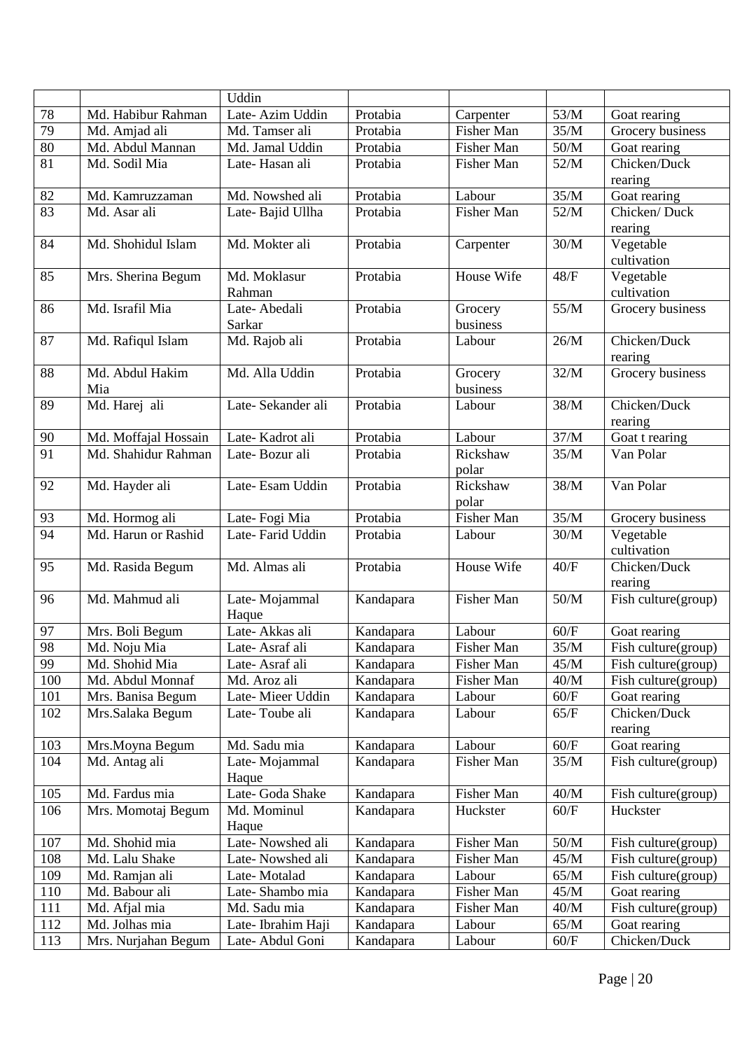| | | Uddin | | | | |
|---|---|---|---|---|---|---|
| 78 | Md. Habibur Rahman | Late- Azim Uddin | Protabia | Carpenter | 53/M | Goat rearing |
| 79 | Md. Amjad ali | Md. Tamser ali | Protabia | Fisher Man | 35/M | Grocery business |
| 80 | Md. Abdul Mannan | Md. Jamal Uddin | Protabia | Fisher Man | 50/M | Goat rearing |
| 81 | Md. Sodil Mia | Late- Hasan ali | Protabia | Fisher Man | 52/M | Chicken/Duck rearing |
| 82 | Md. Kamruzzaman | Md. Nowshed ali | Protabia | Labour | 35/M | Goat rearing |
| 83 | Md. Asar ali | Late- Bajid Ullha | Protabia | Fisher Man | 52/M | Chicken/ Duck rearing |
| 84 | Md. Shohidul Islam | Md. Mokter ali | Protabia | Carpenter | 30/M | Vegetable cultivation |
| 85 | Mrs. Sherina Begum | Md. Moklasur Rahman | Protabia | House Wife | 48/F | Vegetable cultivation |
| 86 | Md. Israfil Mia | Late- Abedali Sarkar | Protabia | Grocery business | 55/M | Grocery business |
| 87 | Md. Rafiqul Islam | Md. Rajob ali | Protabia | Labour | 26/M | Chicken/Duck rearing |
| 88 | Md. Abdul Hakim Mia | Md. Alla Uddin | Protabia | Grocery business | 32/M | Grocery business |
| 89 | Md. Harej ali | Late- Sekander ali | Protabia | Labour | 38/M | Chicken/Duck rearing |
| 90 | Md. Moffajal Hossain | Late- Kadrot ali | Protabia | Labour | 37/M | Goat t rearing |
| 91 | Md. Shahidur Rahman | Late- Bozur ali | Protabia | Rickshaw polar | 35/M | Van Polar |
| 92 | Md. Hayder ali | Late- Esam Uddin | Protabia | Rickshaw polar | 38/M | Van Polar |
| 93 | Md. Hormog ali | Late- Fogi Mia | Protabia | Fisher Man | 35/M | Grocery business |
| 94 | Md. Harun or Rashid | Late- Farid Uddin | Protabia | Labour | 30/M | Vegetable cultivation |
| 95 | Md. Rasida Begum | Md. Almas ali | Protabia | House Wife | 40/F | Chicken/Duck rearing |
| 96 | Md. Mahmud ali | Late- Mojammal Haque | Kandapara | Fisher Man | 50/M | Fish culture(group) |
| 97 | Mrs. Boli Begum | Late- Akkas ali | Kandapara | Labour | 60/F | Goat rearing |
| 98 | Md. Noju Mia | Late- Asraf ali | Kandapara | Fisher Man | 35/M | Fish culture(group) |
| 99 | Md. Shohid Mia | Late- Asraf ali | Kandapara | Fisher Man | 45/M | Fish culture(group) |
| 100 | Md. Abdul Monnaf | Md. Aroz ali | Kandapara | Fisher Man | 40/M | Fish culture(group) |
| 101 | Mrs. Banisa Begum | Late- Mieer Uddin | Kandapara | Labour | 60/F | Goat rearing |
| 102 | Mrs.Salaka Begum | Late- Toube ali | Kandapara | Labour | 65/F | Chicken/Duck rearing |
| 103 | Mrs.Moyna Begum | Md. Sadu mia | Kandapara | Labour | 60/F | Goat rearing |
| 104 | Md. Antag ali | Late- Mojammal Haque | Kandapara | Fisher Man | 35/M | Fish culture(group) |
| 105 | Md. Fardus mia | Late- Goda Shake | Kandapara | Fisher Man | 40/M | Fish culture(group) |
| 106 | Mrs. Momotaj Begum | Md. Mominul Haque | Kandapara | Huckster | 60/F | Huckster |
| 107 | Md. Shohid mia | Late- Nowshed ali | Kandapara | Fisher Man | 50/M | Fish culture(group) |
| 108 | Md. Lalu Shake | Late- Nowshed ali | Kandapara | Fisher Man | 45/M | Fish culture(group) |
| 109 | Md. Ramjan ali | Late- Motalad | Kandapara | Labour | 65/M | Fish culture(group) |
| 110 | Md. Babour ali | Late- Shambo mia | Kandapara | Fisher Man | 45/M | Goat rearing |
| 111 | Md. Afjal mia | Md. Sadu mia | Kandapara | Fisher Man | 40/M | Fish culture(group) |
| 112 | Md. Jolhas mia | Late- Ibrahim Haji | Kandapara | Labour | 65/M | Goat rearing |
| 113 | Mrs. Nurjahan Begum | Late- Abdul Goni | Kandapara | Labour | 60/F | Chicken/Duck |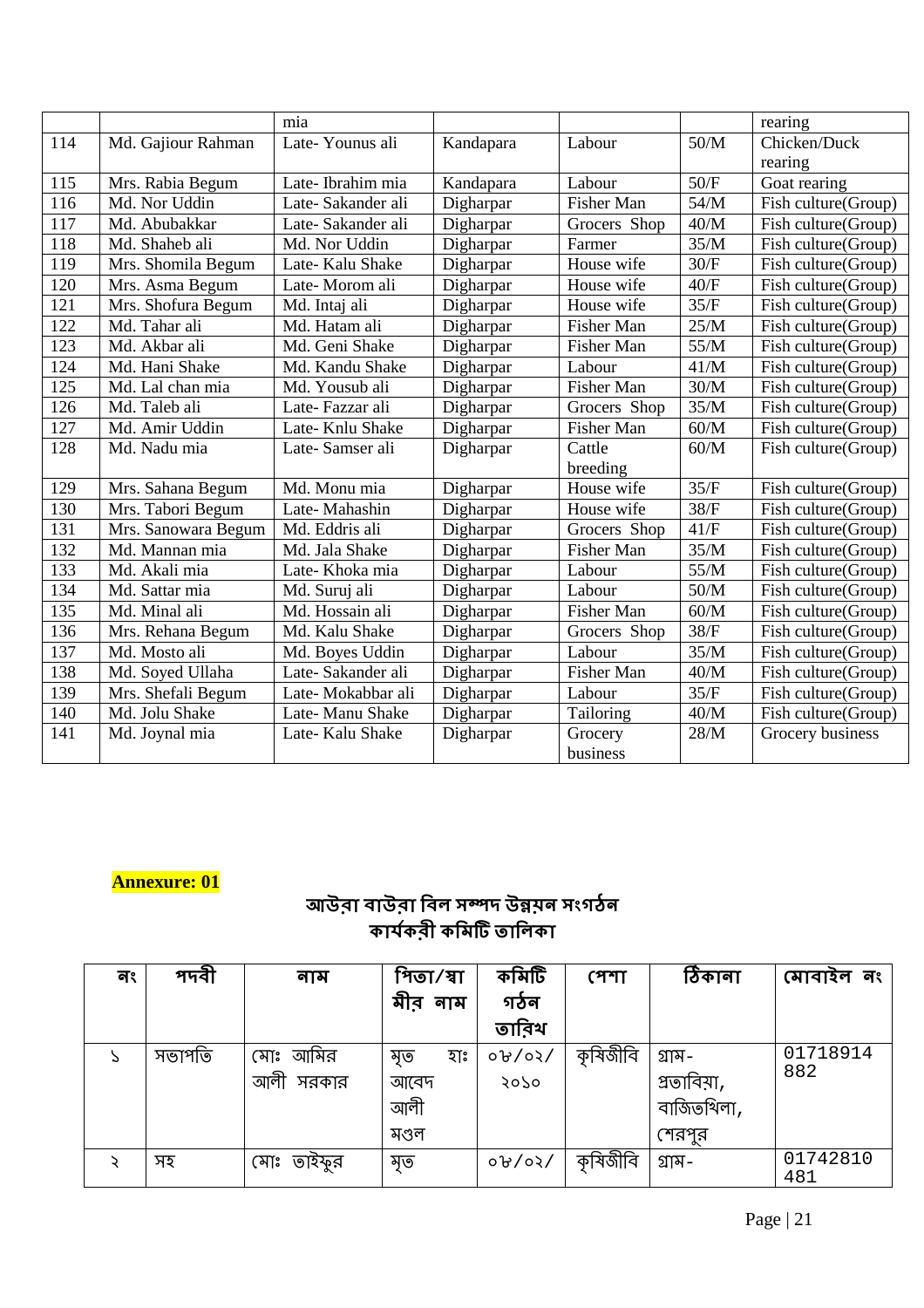|  |  | mia |  |  |  | rearing |
|---|---|---|---|---|---|---|
| 114 | Md. Gajiour Rahman | Late- Younus ali | Kandapara | Labour | 50/M | Chicken/Duck rearing |
| 115 | Mrs. Rabia Begum | Late- Ibrahim mia | Kandapara | Labour | 50/F | Goat rearing |
| 116 | Md. Nor Uddin | Late- Sakander ali | Digharpar | Fisher Man | 54/M | Fish culture(Group) |
| 117 | Md. Abubakkar | Late- Sakander ali | Digharpar | Grocers Shop | 40/M | Fish culture(Group) |
| 118 | Md. Shaheb ali | Md. Nor Uddin | Digharpar | Farmer | 35/M | Fish culture(Group) |
| 119 | Mrs. Shomila Begum | Late- Kalu Shake | Digharpar | House wife | 30/F | Fish culture(Group) |
| 120 | Mrs. Asma Begum | Late- Morom ali | Digharpar | House wife | 40/F | Fish culture(Group) |
| 121 | Mrs. Shofura Begum | Md. Intaj ali | Digharpar | House wife | 35/F | Fish culture(Group) |
| 122 | Md. Tahar ali | Md. Hatam ali | Digharpar | Fisher Man | 25/M | Fish culture(Group) |
| 123 | Md. Akbar ali | Md. Geni Shake | Digharpar | Fisher Man | 55/M | Fish culture(Group) |
| 124 | Md. Hani Shake | Md. Kandu Shake | Digharpar | Labour | 41/M | Fish culture(Group) |
| 125 | Md. Lal chan mia | Md. Yousub ali | Digharpar | Fisher Man | 30/M | Fish culture(Group) |
| 126 | Md. Taleb ali | Late- Fazzar ali | Digharpar | Grocers Shop | 35/M | Fish culture(Group) |
| 127 | Md. Amir Uddin | Late- Knlu Shake | Digharpar | Fisher Man | 60/M | Fish culture(Group) |
| 128 | Md. Nadu mia | Late- Samser ali | Digharpar | Cattle breeding | 60/M | Fish culture(Group) |
| 129 | Mrs. Sahana Begum | Md. Monu mia | Digharpar | House wife | 35/F | Fish culture(Group) |
| 130 | Mrs. Tabori Begum | Late- Mahashin | Digharpar | House wife | 38/F | Fish culture(Group) |
| 131 | Mrs. Sanowara Begum | Md. Eddris ali | Digharpar | Grocers Shop | 41/F | Fish culture(Group) |
| 132 | Md. Mannan mia | Md. Jala Shake | Digharpar | Fisher Man | 35/M | Fish culture(Group) |
| 133 | Md. Akali mia | Late- Khoka mia | Digharpar | Labour | 55/M | Fish culture(Group) |
| 134 | Md. Sattar mia | Md. Suruj ali | Digharpar | Labour | 50/M | Fish culture(Group) |
| 135 | Md. Minal ali | Md. Hossain ali | Digharpar | Fisher Man | 60/M | Fish culture(Group) |
| 136 | Mrs. Rehana Begum | Md. Kalu Shake | Digharpar | Grocers Shop | 38/F | Fish culture(Group) |
| 137 | Md. Mosto ali | Md. Boyes Uddin | Digharpar | Labour | 35/M | Fish culture(Group) |
| 138 | Md. Soyed Ullaha | Late- Sakander ali | Digharpar | Fisher Man | 40/M | Fish culture(Group) |
| 139 | Mrs. Shefali Begum | Late- Mokabbar ali | Digharpar | Labour | 35/F | Fish culture(Group) |
| 140 | Md. Jolu Shake | Late- Manu Shake | Digharpar | Tailoring | 40/M | Fish culture(Group) |
| 141 | Md. Joynal mia | Late- Kalu Shake | Digharpar | Grocery business | 28/M | Grocery business |

**Annexure: 01**

## আউরা বাউরা বিল সম্পদ উন্নয়ন সংগঠন
## কার্যকরী কমিটি তালিকা

| নং | পদবী | নাম | পিতা/স্বামীর নাম | কমিটি গঠন তারিখ | পেশা | ঠিকানা | মোবাইল নং |
|---|---|---|---|---|---|---|---|
| ১ | সভাপতি | মোঃ আমির আলী সরকার | মৃত হাঃ আবেদ আলী মণ্ডল | ০৮/০২/ ২০১০ | কৃষিজীবি | গ্রাম- প্রতাবিয়া, বাজিতখিলা, শেরপুর | 01718914882 |
| ২ | সহ | মোঃ তাইফুর | মৃত | ০৮/০২/ | কৃষিজীবি | গ্রাম- | 01742810481 |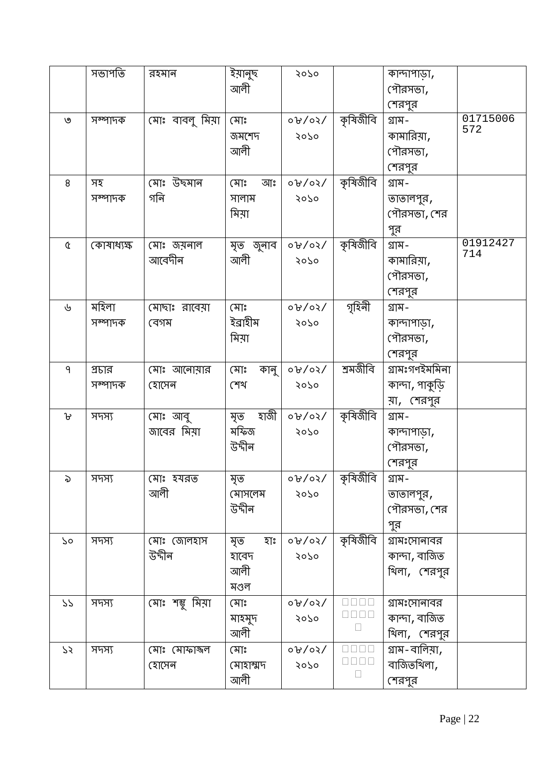|  |  |  |  |  |  |  |  |
|---|---|---|---|---|---|---|---|
|  | সভাপতি | রহমান | ইয়ানুছ আলী | ২০১০ |  | কান্দাপাড়া, পৌরসভা, শেরপুর |  |
| ৩ | সম্পাদক | মোঃ বাবলু মিয়া | মোঃ জমশেদ আলী | ০৮/০২/ ২০১০ | কৃষিজীবি | গ্রাম-কামারিয়া, পৌরসভা, শেরপুর | 01715006572 |
| ৪ | সহ সম্পাদক | মোঃ উছমান গনি | মোঃ আঃ সালাম মিয়া | ০৮/০২/ ২০১০ | কৃষিজীবি | গ্রাম-তাতালপুর, পৌরসভা, শেরপুর |  |
| ৫ | কোষাধ্যক্ষ | মোঃ জয়নাল আবেদীন | মৃত জুনাব আলী | ০৮/০২/ ২০১০ | কৃষিজীবি | গ্রাম-কামারিয়া, পৌরসভা, শেরপুর | 01912427714 |
| ৬ | মহিলা সম্পাদক | মোছাঃ রাবেয়া বেগম | মোঃ ইব্রাহীম মিয়া | ০৮/০২/ ২০১০ | গৃহিনী | গ্রাম-কান্দাপাড়া, পৌরসভা, শেরপুর |  |
| ৭ | প্রচার সম্পাদক | মোঃ আনোয়ার হোসেন | মোঃ কানু শেখ | ০৮/০২/ ২০১০ | শ্রমজীবি | গ্রামঃগণইমমিনা কান্দা, পাকুড়িয়া, শেরপুর |  |
| ৮ | সদস্য | মোঃ আবু জাবের মিয়া | মৃত হাজী মফিজ উদ্দীন | ০৮/০২/ ২০১০ | কৃষিজীবি | গ্রাম-কান্দাপাড়া, পৌরসভা, শেরপুর |  |
| ৯ | সদস্য | মোঃ হযরত আলী | মৃত মোসলেম উদ্দীন | ০৮/০২/ ২০১০ | কৃষিজীবি | গ্রাম-তাতালপুর, পৌরসভা, শেরপুর |  |
| ১০ | সদস্য | মোঃ জোলহাস উদ্দীন | মৃত হাঃ হাবেদ আলী মণ্ডল | ০৮/০২/ ২০১০ | কৃষিজীবি | গ্রামঃসোনাবর কান্দা, বাজিতখিলা, শেরপুর |  |
| ১১ | সদস্য | মোঃ শম্ভু মিয়া | মোঃ মাহমুদ আলী | ০৮/০২/ ২০১০ | □□□□□□□□□ | গ্রামঃসোনাবর কান্দা, বাজিতখিলা, শেরপুর |  |
| ১২ | সদস্য | মোঃ মোফাজ্জল হোসেন | মোঃ মোহাম্মদ আলী | ০৮/০২/ ২০১০ | □□□□□□□□□ | গ্রাম-বালিয়া, বাজিতখিলা, শেরপুর |  |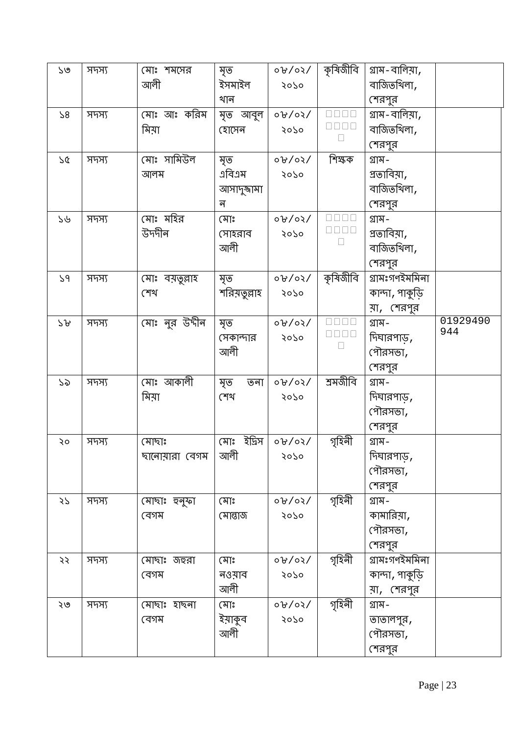| ১৩ | সদস্য | মোঃ শমসের আলী | মৃত ইসমাইল খান | ০৮/০২/২০১০ | কৃষিজীবি | গ্রাম-বালিয়া, বাজিতখিলা, শেরপুর | |
|---|---|---|---|---|---|---|---|
| ১৪ | সদস্য | মোঃ আঃ করিম মিয়া | মৃত আবুল হোসেন | ০৮/০২/২০১০ | □□□□□□□□□ | গ্রাম-বালিয়া, বাজিতখিলা, শেরপুর | |
| ১৫ | সদস্য | মোঃ সামিউল আলম | মৃত এবিএম আসাদুজ্জামান | ০৮/০২/২০১০ | শিক্ষক | গ্রাম-প্রতাবিয়া, বাজিতখিলা, শেরপুর | |
| ১৬ | সদস্য | মোঃ মহির উদদীন | মোঃ সোহরাব আলী | ০৮/০২/২০১০ | □□□□□□□□□ | গ্রাম-প্রতাবিয়া, বাজিতখিলা, শেরপুর | |
| ১৭ | সদস্য | মোঃ বয়তুল্লাহ শেখ | মৃত শরিয়তুল্লাহ | ০৮/০২/২০১০ | কৃষিজীবি | গ্রামঃগণইমমিনা কান্দা, পাকুড়িয়া, শেরপুর | |
| ১৮ | সদস্য | মোঃ নুর উদ্দীন | মৃত সেকান্দার আলী | ০৮/০২/২০১০ | □□□□□□□□□ | গ্রাম-দিঘারপাড়, পৌরসভা, শেরপুর | 01929490944 |
| ১৯ | সদস্য | মোঃ আকালী মিয়া | মৃত তনা শেখ | ০৮/০২/২০১০ | শ্রমজীবি | গ্রাম-দিঘারপাড়, পৌরসভা, শেরপুর | |
| ২০ | সদস্য | মোছাঃ ছানোয়ারা বেগম | মোঃ ইদ্রিস আলী | ০৮/০২/২০১০ | গৃহিনী | গ্রাম-দিঘারপাড়, পৌরসভা, শেরপুর | |
| ২১ | সদস্য | মোছাঃ হুনুফা বেগম | মোঃ মোন্তাজ | ০৮/০২/২০১০ | গৃহিনী | গ্রাম-কামারিয়া, পৌরসভা, শেরপুর | |
| ২২ | সদস্য | মোছাঃ জহুরা বেগম | মোঃ নওয়াব আলী | ০৮/০২/২০১০ | গৃহিনী | গ্রামঃগণইমমিনা কান্দা, পাকুড়িয়া, শেরপুর | |
| ২৩ | সদস্য | মোছাঃ হাছনা বেগম | মোঃ ইয়াকুব আলী | ০৮/০২/২০১০ | গৃহিনী | গ্রাম-তাতালপুর, পৌরসভা, শেরপুর | |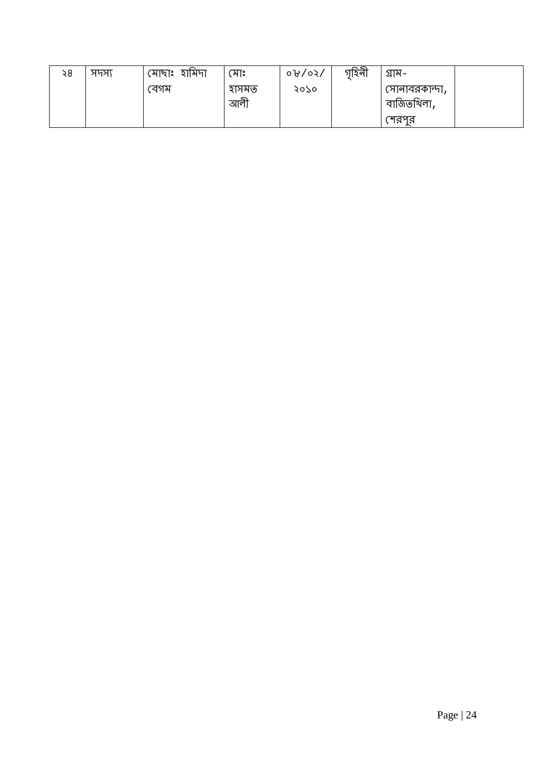| | | | | | | | |
|---|---|---|---|---|---|---|---|
| ২৪ | সদস্য | মোছাঃ হামিদা বেগম | মোঃ হাসমত আলী | ০৮/০২/ ২০১০ | গৃহিনী | গ্রাম- সোনাবরকান্দা, বাজিতখিলা, শেরপুর | |